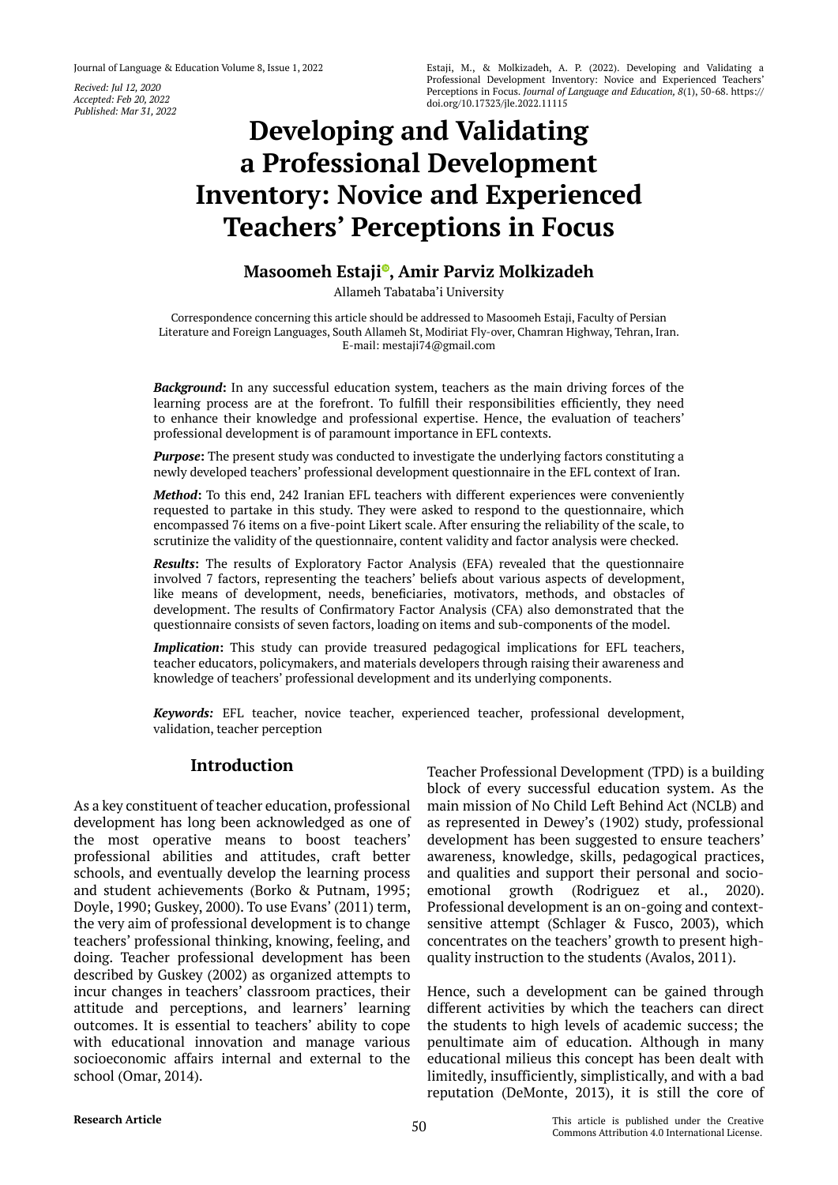Recived: Jul 12, 2020
Accepted: Feb 20, 2022
Published: Mar 31, 2022

Estaji, M., & Molkizadeh, A. P. (2022). Developing and Validating a Professional Development Inventory: Novice and Experienced Teachers' Perceptions in Focus. *Journal of Language and Education, 8*(1), 50-68. https://doi.org/10.17323/jle.2022.11115

# Developing and Validating a Professional Development Inventory: Novice and Experienced Teachers' Perceptions in Focus

**Masoomeh Estaji, Amir Parviz Molkizadeh**

Allameh Tabataba'i University

Correspondence concerning this article should be addressed to Masoomeh Estaji, Faculty of Persian Literature and Foreign Languages, South Allameh St, Modiriat Fly-over, Chamran Highway, Tehran, Iran. E-mail: mestaji74@gmail.com

***Background*:** In any successful education system, teachers as the main driving forces of the learning process are at the forefront. To fulfill their responsibilities efficiently, they need to enhance their knowledge and professional expertise. Hence, the evaluation of teachers' professional development is of paramount importance in EFL contexts.

***Purpose*:** The present study was conducted to investigate the underlying factors constituting a newly developed teachers' professional development questionnaire in the EFL context of Iran.

***Method*:** To this end, 242 Iranian EFL teachers with different experiences were conveniently requested to partake in this study. They were asked to respond to the questionnaire, which encompassed 76 items on a five-point Likert scale. After ensuring the reliability of the scale, to scrutinize the validity of the questionnaire, content validity and factor analysis were checked.

***Results*:** The results of Exploratory Factor Analysis (EFA) revealed that the questionnaire involved 7 factors, representing the teachers' beliefs about various aspects of development, like means of development, needs, beneficiaries, motivators, methods, and obstacles of development. The results of Confirmatory Factor Analysis (CFA) also demonstrated that the questionnaire consists of seven factors, loading on items and sub-components of the model.

***Implication*:** This study can provide treasured pedagogical implications for EFL teachers, teacher educators, policymakers, and materials developers through raising their awareness and knowledge of teachers' professional development and its underlying components.

***Keywords:*** EFL teacher, novice teacher, experienced teacher, professional development, validation, teacher perception

## Introduction

As a key constituent of teacher education, professional development has long been acknowledged as one of the most operative means to boost teachers' professional abilities and attitudes, craft better schools, and eventually develop the learning process and student achievements (Borko & Putnam, 1995; Doyle, 1990; Guskey, 2000). To use Evans' (2011) term, the very aim of professional development is to change teachers' professional thinking, knowing, feeling, and doing. Teacher professional development has been described by Guskey (2002) as organized attempts to incur changes in teachers' classroom practices, their attitude and perceptions, and learners' learning outcomes. It is essential to teachers' ability to cope with educational innovation and manage various socioeconomic affairs internal and external to the school (Omar, 2014).

Teacher Professional Development (TPD) is a building block of every successful education system. As the main mission of No Child Left Behind Act (NCLB) and as represented in Dewey's (1902) study, professional development has been suggested to ensure teachers' awareness, knowledge, skills, pedagogical practices, and qualities and support their personal and socio-emotional growth (Rodriguez et al., 2020). Professional development is an on-going and context-sensitive attempt (Schlager & Fusco, 2003), which concentrates on the teachers' growth to present high-quality instruction to the students (Avalos, 2011).

Hence, such a development can be gained through different activities by which the teachers can direct the students to high levels of academic success; the penultimate aim of education. Although in many educational milieus this concept has been dealt with limitedly, insufficiently, simplistically, and with a bad reputation (DeMonte, 2013), it is still the core of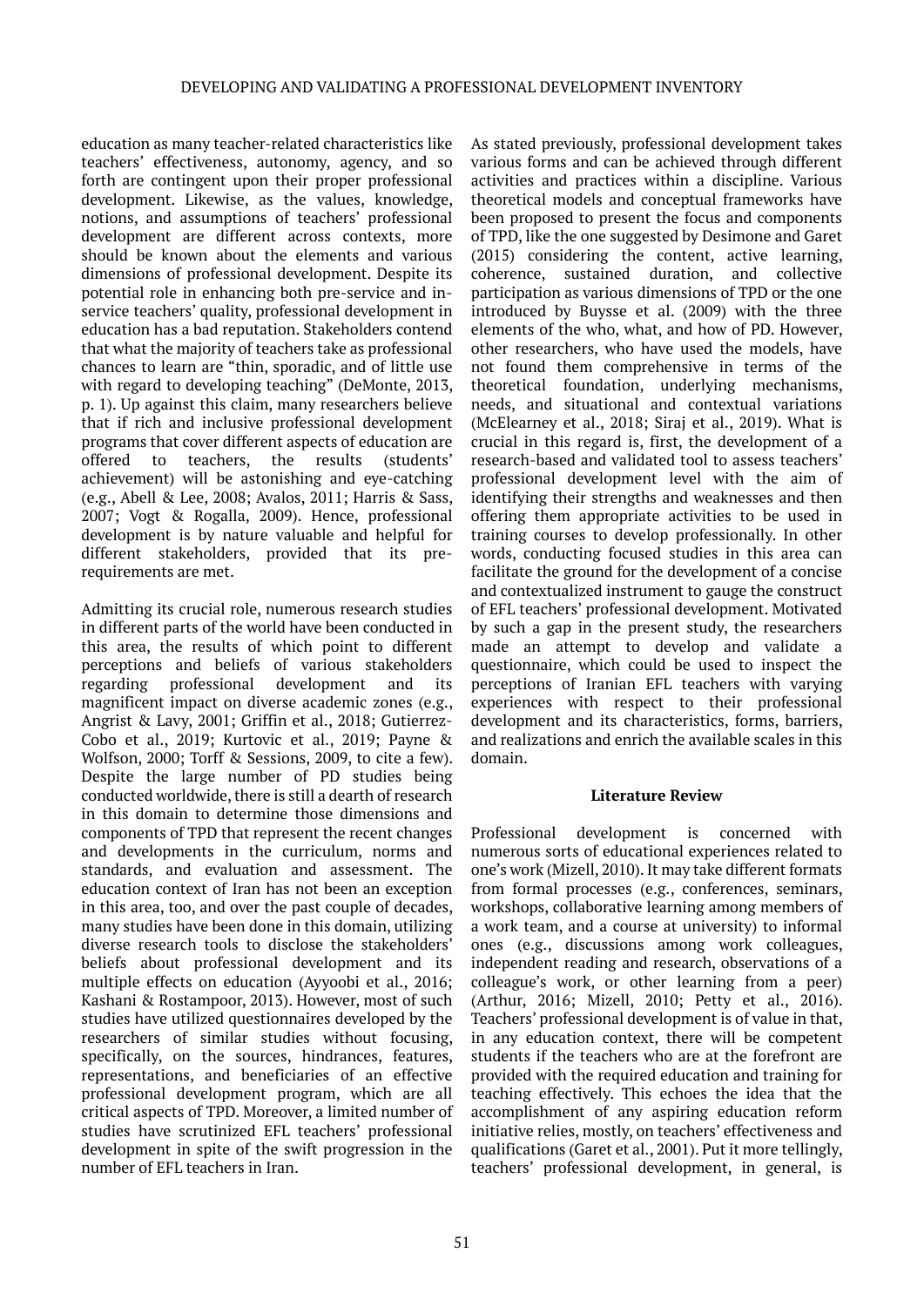education as many teacher-related characteristics like teachers' effectiveness, autonomy, agency, and so forth are contingent upon their proper professional development. Likewise, as the values, knowledge, notions, and assumptions of teachers' professional development are different across contexts, more should be known about the elements and various dimensions of professional development. Despite its potential role in enhancing both pre-service and in-service teachers' quality, professional development in education has a bad reputation. Stakeholders contend that what the majority of teachers take as professional chances to learn are "thin, sporadic, and of little use with regard to developing teaching" (DeMonte, 2013, p. 1). Up against this claim, many researchers believe that if rich and inclusive professional development programs that cover different aspects of education are offered to teachers, the results (students' achievement) will be astonishing and eye-catching (e.g., Abell & Lee, 2008; Avalos, 2011; Harris & Sass, 2007; Vogt & Rogalla, 2009). Hence, professional development is by nature valuable and helpful for different stakeholders, provided that its pre-requirements are met.

Admitting its crucial role, numerous research studies in different parts of the world have been conducted in this area, the results of which point to different perceptions and beliefs of various stakeholders regarding professional development and its magnificent impact on diverse academic zones (e.g., Angrist & Lavy, 2001; Griffin et al., 2018; Gutierrez-Cobo et al., 2019; Kurtovic et al., 2019; Payne & Wolfson, 2000; Torff & Sessions, 2009, to cite a few). Despite the large number of PD studies being conducted worldwide, there is still a dearth of research in this domain to determine those dimensions and components of TPD that represent the recent changes and developments in the curriculum, norms and standards, and evaluation and assessment. The education context of Iran has not been an exception in this area, too, and over the past couple of decades, many studies have been done in this domain, utilizing diverse research tools to disclose the stakeholders' beliefs about professional development and its multiple effects on education (Ayyoobi et al., 2016; Kashani & Rostampoor, 2013). However, most of such studies have utilized questionnaires developed by the researchers of similar studies without focusing, specifically, on the sources, hindrances, features, representations, and beneficiaries of an effective professional development program, which are all critical aspects of TPD. Moreover, a limited number of studies have scrutinized EFL teachers' professional development in spite of the swift progression in the number of EFL teachers in Iran.

As stated previously, professional development takes various forms and can be achieved through different activities and practices within a discipline. Various theoretical models and conceptual frameworks have been proposed to present the focus and components of TPD, like the one suggested by Desimone and Garet (2015) considering the content, active learning, coherence, sustained duration, and collective participation as various dimensions of TPD or the one introduced by Buysse et al. (2009) with the three elements of the who, what, and how of PD. However, other researchers, who have used the models, have not found them comprehensive in terms of the theoretical foundation, underlying mechanisms, needs, and situational and contextual variations (McElearney et al., 2018; Siraj et al., 2019). What is crucial in this regard is, first, the development of a research-based and validated tool to assess teachers' professional development level with the aim of identifying their strengths and weaknesses and then offering them appropriate activities to be used in training courses to develop professionally. In other words, conducting focused studies in this area can facilitate the ground for the development of a concise and contextualized instrument to gauge the construct of EFL teachers' professional development. Motivated by such a gap in the present study, the researchers made an attempt to develop and validate a questionnaire, which could be used to inspect the perceptions of Iranian EFL teachers with varying experiences with respect to their professional development and its characteristics, forms, barriers, and realizations and enrich the available scales in this domain.

## Literature Review

Professional development is concerned with numerous sorts of educational experiences related to one's work (Mizell, 2010). It may take different formats from formal processes (e.g., conferences, seminars, workshops, collaborative learning among members of a work team, and a course at university) to informal ones (e.g., discussions among work colleagues, independent reading and research, observations of a colleague's work, or other learning from a peer) (Arthur, 2016; Mizell, 2010; Petty et al., 2016). Teachers' professional development is of value in that, in any education context, there will be competent students if the teachers who are at the forefront are provided with the required education and training for teaching effectively. This echoes the idea that the accomplishment of any aspiring education reform initiative relies, mostly, on teachers' effectiveness and qualifications (Garet et al., 2001). Put it more tellingly, teachers' professional development, in general, is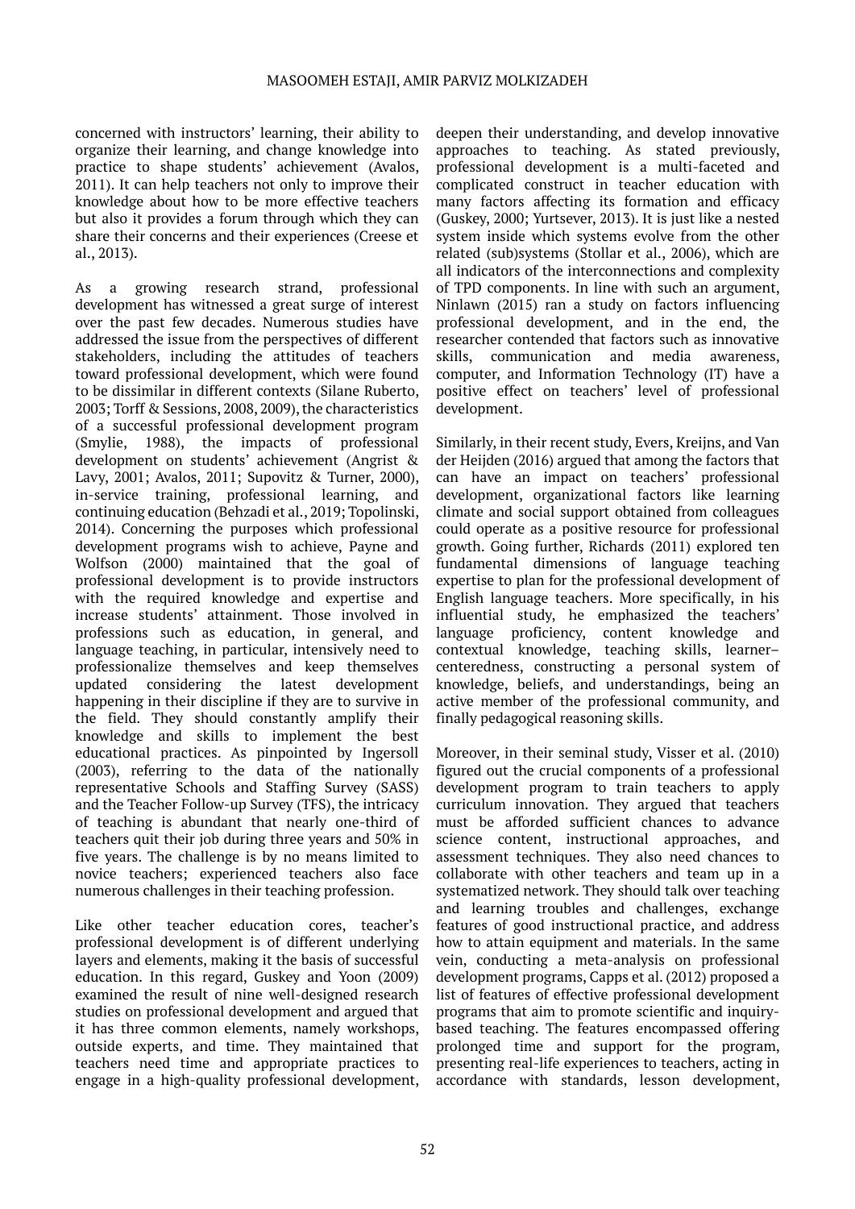concerned with instructors' learning, their ability to organize their learning, and change knowledge into practice to shape students' achievement (Avalos, 2011). It can help teachers not only to improve their knowledge about how to be more effective teachers but also it provides a forum through which they can share their concerns and their experiences (Creese et al., 2013).

As a growing research strand, professional development has witnessed a great surge of interest over the past few decades. Numerous studies have addressed the issue from the perspectives of different stakeholders, including the attitudes of teachers toward professional development, which were found to be dissimilar in different contexts (Silane Ruberto, 2003; Torff & Sessions, 2008, 2009), the characteristics of a successful professional development program (Smylie, 1988), the impacts of professional development on students' achievement (Angrist & Lavy, 2001; Avalos, 2011; Supovitz & Turner, 2000), in-service training, professional learning, and continuing education (Behzadi et al., 2019; Topolinski, 2014). Concerning the purposes which professional development programs wish to achieve, Payne and Wolfson (2000) maintained that the goal of professional development is to provide instructors with the required knowledge and expertise and increase students' attainment. Those involved in professions such as education, in general, and language teaching, in particular, intensively need to professionalize themselves and keep themselves updated considering the latest development happening in their discipline if they are to survive in the field. They should constantly amplify their knowledge and skills to implement the best educational practices. As pinpointed by Ingersoll (2003), referring to the data of the nationally representative Schools and Staffing Survey (SASS) and the Teacher Follow-up Survey (TFS), the intricacy of teaching is abundant that nearly one-third of teachers quit their job during three years and 50% in five years. The challenge is by no means limited to novice teachers; experienced teachers also face numerous challenges in their teaching profession.

Like other teacher education cores, teacher's professional development is of different underlying layers and elements, making it the basis of successful education. In this regard, Guskey and Yoon (2009) examined the result of nine well-designed research studies on professional development and argued that it has three common elements, namely workshops, outside experts, and time. They maintained that teachers need time and appropriate practices to engage in a high-quality professional development, deepen their understanding, and develop innovative approaches to teaching. As stated previously, professional development is a multi-faceted and complicated construct in teacher education with many factors affecting its formation and efficacy (Guskey, 2000; Yurtsever, 2013). It is just like a nested system inside which systems evolve from the other related (sub)systems (Stollar et al., 2006), which are all indicators of the interconnections and complexity of TPD components. In line with such an argument, Ninlawn (2015) ran a study on factors influencing professional development, and in the end, the researcher contended that factors such as innovative skills, communication and media awareness, computer, and Information Technology (IT) have a positive effect on teachers' level of professional development.

Similarly, in their recent study, Evers, Kreijns, and Van der Heijden (2016) argued that among the factors that can have an impact on teachers' professional development, organizational factors like learning climate and social support obtained from colleagues could operate as a positive resource for professional growth. Going further, Richards (2011) explored ten fundamental dimensions of language teaching expertise to plan for the professional development of English language teachers. More specifically, in his influential study, he emphasized the teachers' language proficiency, content knowledge and contextual knowledge, teaching skills, learner–centeredness, constructing a personal system of knowledge, beliefs, and understandings, being an active member of the professional community, and finally pedagogical reasoning skills.

Moreover, in their seminal study, Visser et al. (2010) figured out the crucial components of a professional development program to train teachers to apply curriculum innovation. They argued that teachers must be afforded sufficient chances to advance science content, instructional approaches, and assessment techniques. They also need chances to collaborate with other teachers and team up in a systematized network. They should talk over teaching and learning troubles and challenges, exchange features of good instructional practice, and address how to attain equipment and materials. In the same vein, conducting a meta-analysis on professional development programs, Capps et al. (2012) proposed a list of features of effective professional development programs that aim to promote scientific and inquiry-based teaching. The features encompassed offering prolonged time and support for the program, presenting real-life experiences to teachers, acting in accordance with standards, lesson development,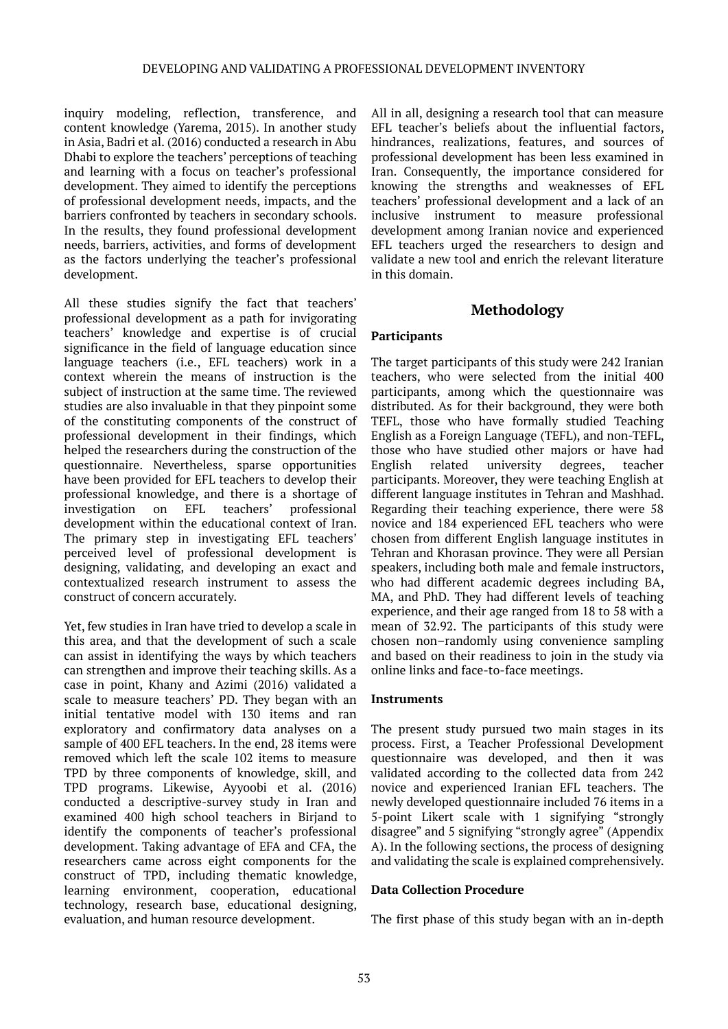inquiry modeling, reflection, transference, and content knowledge (Yarema, 2015). In another study in Asia, Badri et al. (2016) conducted a research in Abu Dhabi to explore the teachers' perceptions of teaching and learning with a focus on teacher's professional development. They aimed to identify the perceptions of professional development needs, impacts, and the barriers confronted by teachers in secondary schools. In the results, they found professional development needs, barriers, activities, and forms of development as the factors underlying the teacher's professional development.

All these studies signify the fact that teachers' professional development as a path for invigorating teachers' knowledge and expertise is of crucial significance in the field of language education since language teachers (i.e., EFL teachers) work in a context wherein the means of instruction is the subject of instruction at the same time. The reviewed studies are also invaluable in that they pinpoint some of the constituting components of the construct of professional development in their findings, which helped the researchers during the construction of the questionnaire. Nevertheless, sparse opportunities have been provided for EFL teachers to develop their professional knowledge, and there is a shortage of investigation on EFL teachers' professional development within the educational context of Iran. The primary step in investigating EFL teachers' perceived level of professional development is designing, validating, and developing an exact and contextualized research instrument to assess the construct of concern accurately.

Yet, few studies in Iran have tried to develop a scale in this area, and that the development of such a scale can assist in identifying the ways by which teachers can strengthen and improve their teaching skills. As a case in point, Khany and Azimi (2016) validated a scale to measure teachers' PD. They began with an initial tentative model with 130 items and ran exploratory and confirmatory data analyses on a sample of 400 EFL teachers. In the end, 28 items were removed which left the scale 102 items to measure TPD by three components of knowledge, skill, and TPD programs. Likewise, Ayyoobi et al. (2016) conducted a descriptive-survey study in Iran and examined 400 high school teachers in Birjand to identify the components of teacher's professional development. Taking advantage of EFA and CFA, the researchers came across eight components for the construct of TPD, including thematic knowledge, learning environment, cooperation, educational technology, research base, educational designing, evaluation, and human resource development.

All in all, designing a research tool that can measure EFL teacher's beliefs about the influential factors, hindrances, realizations, features, and sources of professional development has been less examined in Iran. Consequently, the importance considered for knowing the strengths and weaknesses of EFL teachers' professional development and a lack of an inclusive instrument to measure professional development among Iranian novice and experienced EFL teachers urged the researchers to design and validate a new tool and enrich the relevant literature in this domain.

## Methodology

### Participants

The target participants of this study were 242 Iranian teachers, who were selected from the initial 400 participants, among which the questionnaire was distributed. As for their background, they were both TEFL, those who have formally studied Teaching English as a Foreign Language (TEFL), and non-TEFL, those who have studied other majors or have had English related university degrees, teacher participants. Moreover, they were teaching English at different language institutes in Tehran and Mashhad. Regarding their teaching experience, there were 58 novice and 184 experienced EFL teachers who were chosen from different English language institutes in Tehran and Khorasan province. They were all Persian speakers, including both male and female instructors, who had different academic degrees including BA, MA, and PhD. They had different levels of teaching experience, and their age ranged from 18 to 58 with a mean of 32.92. The participants of this study were chosen non–randomly using convenience sampling and based on their readiness to join in the study via online links and face-to-face meetings.

### Instruments

The present study pursued two main stages in its process. First, a Teacher Professional Development questionnaire was developed, and then it was validated according to the collected data from 242 novice and experienced Iranian EFL teachers. The newly developed questionnaire included 76 items in a 5-point Likert scale with 1 signifying "strongly disagree" and 5 signifying "strongly agree" (Appendix A). In the following sections, the process of designing and validating the scale is explained comprehensively.

### Data Collection Procedure

The first phase of this study began with an in-depth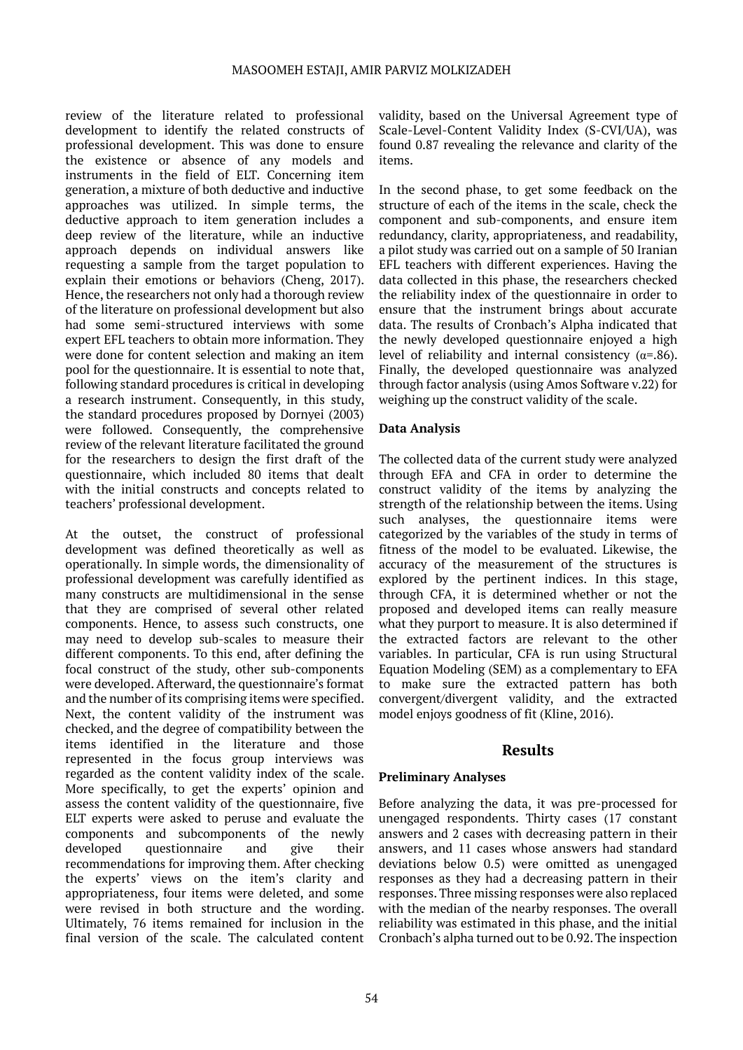review of the literature related to professional development to identify the related constructs of professional development. This was done to ensure the existence or absence of any models and instruments in the field of ELT. Concerning item generation, a mixture of both deductive and inductive approaches was utilized. In simple terms, the deductive approach to item generation includes a deep review of the literature, while an inductive approach depends on individual answers like requesting a sample from the target population to explain their emotions or behaviors (Cheng, 2017). Hence, the researchers not only had a thorough review of the literature on professional development but also had some semi-structured interviews with some expert EFL teachers to obtain more information. They were done for content selection and making an item pool for the questionnaire. It is essential to note that, following standard procedures is critical in developing a research instrument. Consequently, in this study, the standard procedures proposed by Dornyei (2003) were followed. Consequently, the comprehensive review of the relevant literature facilitated the ground for the researchers to design the first draft of the questionnaire, which included 80 items that dealt with the initial constructs and concepts related to teachers' professional development.

At the outset, the construct of professional development was defined theoretically as well as operationally. In simple words, the dimensionality of professional development was carefully identified as many constructs are multidimensional in the sense that they are comprised of several other related components. Hence, to assess such constructs, one may need to develop sub-scales to measure their different components. To this end, after defining the focal construct of the study, other sub-components were developed. Afterward, the questionnaire's format and the number of its comprising items were specified. Next, the content validity of the instrument was checked, and the degree of compatibility between the items identified in the literature and those represented in the focus group interviews was regarded as the content validity index of the scale. More specifically, to get the experts' opinion and assess the content validity of the questionnaire, five ELT experts were asked to peruse and evaluate the components and subcomponents of the newly developed questionnaire and give their recommendations for improving them. After checking the experts' views on the item's clarity and appropriateness, four items were deleted, and some were revised in both structure and the wording. Ultimately, 76 items remained for inclusion in the final version of the scale. The calculated content validity, based on the Universal Agreement type of Scale-Level-Content Validity Index (S-CVI/UA), was found 0.87 revealing the relevance and clarity of the items.

In the second phase, to get some feedback on the structure of each of the items in the scale, check the component and sub-components, and ensure item redundancy, clarity, appropriateness, and readability, a pilot study was carried out on a sample of 50 Iranian EFL teachers with different experiences. Having the data collected in this phase, the researchers checked the reliability index of the questionnaire in order to ensure that the instrument brings about accurate data. The results of Cronbach's Alpha indicated that the newly developed questionnaire enjoyed a high level of reliability and internal consistency ($\alpha$=.86). Finally, the developed questionnaire was analyzed through factor analysis (using Amos Software v.22) for weighing up the construct validity of the scale.

**Data Analysis**

The collected data of the current study were analyzed through EFA and CFA in order to determine the construct validity of the items by analyzing the strength of the relationship between the items. Using such analyses, the questionnaire items were categorized by the variables of the study in terms of fitness of the model to be evaluated. Likewise, the accuracy of the measurement of the structures is explored by the pertinent indices. In this stage, through CFA, it is determined whether or not the proposed and developed items can really measure what they purport to measure. It is also determined if the extracted factors are relevant to the other variables. In particular, CFA is run using Structural Equation Modeling (SEM) as a complementary to EFA to make sure the extracted pattern has both convergent/divergent validity, and the extracted model enjoys goodness of fit (Kline, 2016).

## Results

**Preliminary Analyses**

Before analyzing the data, it was pre-processed for unengaged respondents. Thirty cases (17 constant answers and 2 cases with decreasing pattern in their answers, and 11 cases whose answers had standard deviations below 0.5) were omitted as unengaged responses as they had a decreasing pattern in their responses. Three missing responses were also replaced with the median of the nearby responses. The overall reliability was estimated in this phase, and the initial Cronbach's alpha turned out to be 0.92. The inspection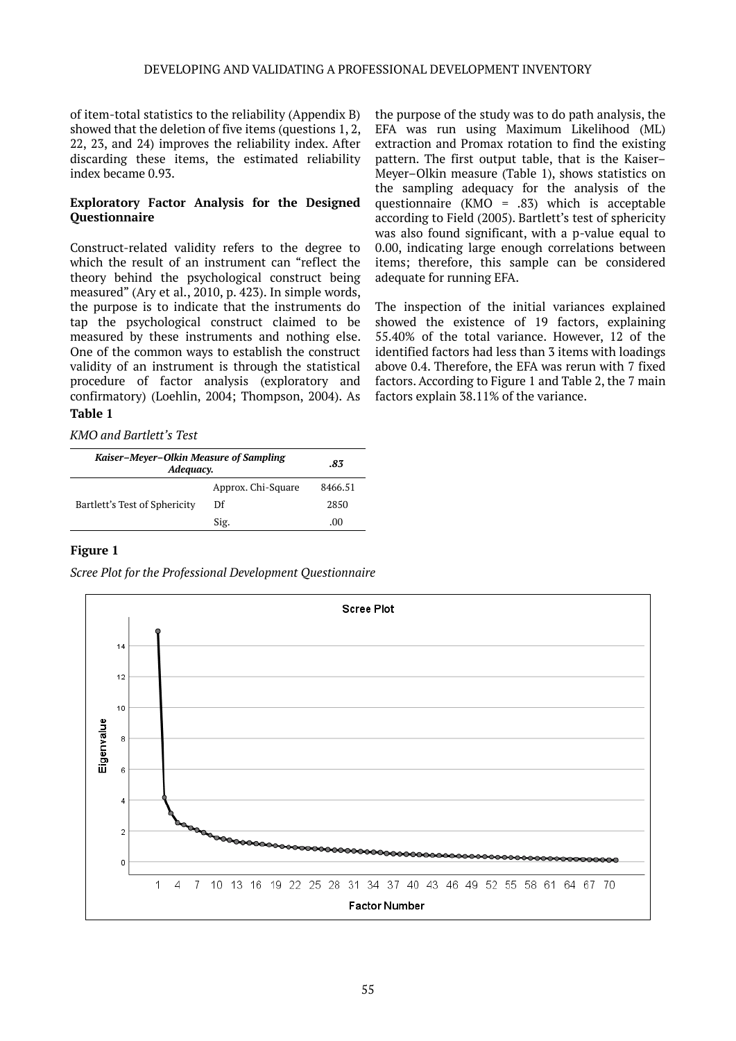of item-total statistics to the reliability (Appendix B) showed that the deletion of five items (questions 1, 2, 22, 23, and 24) improves the reliability index. After discarding these items, the estimated reliability index became 0.93.

### Exploratory Factor Analysis for the Designed Questionnaire

Construct-related validity refers to the degree to which the result of an instrument can "reflect the theory behind the psychological construct being measured" (Ary et al., 2010, p. 423). In simple words, the purpose is to indicate that the instruments do tap the psychological construct claimed to be measured by these instruments and nothing else. One of the common ways to establish the construct validity of an instrument is through the statistical procedure of factor analysis (exploratory and confirmatory) (Loehlin, 2004; Thompson, 2004). As the purpose of the study was to do path analysis, the EFA was run using Maximum Likelihood (ML) extraction and Promax rotation to find the existing pattern. The first output table, that is the Kaiser–Meyer–Olkin measure (Table 1), shows statistics on the sampling adequacy for the analysis of the questionnaire (KMO = .83) which is acceptable according to Field (2005). Bartlett's test of sphericity was also found significant, with a p-value equal to 0.00, indicating large enough correlations between items; therefore, this sample can be considered adequate for running EFA.

The inspection of the initial variances explained showed the existence of 19 factors, explaining 55.40% of the total variance. However, 12 of the identified factors had less than 3 items with loadings above 0.4. Therefore, the EFA was rerun with 7 fixed factors. According to Figure 1 and Table 2, the 7 main factors explain 38.11% of the variance.

**Table 1**

*KMO and Bartlett's Test*

| ***Kaiser–Meyer–Olkin Measure of Sampling Adequacy.*** | | ***.83*** |
|---|---|---|
| Bartlett's Test of Sphericity | Approx. Chi-Square | 8466.51 |
| | Df | 2850 |
| | Sig. | .00 |

**Figure 1**

*Scree Plot for the Professional Development Questionnaire*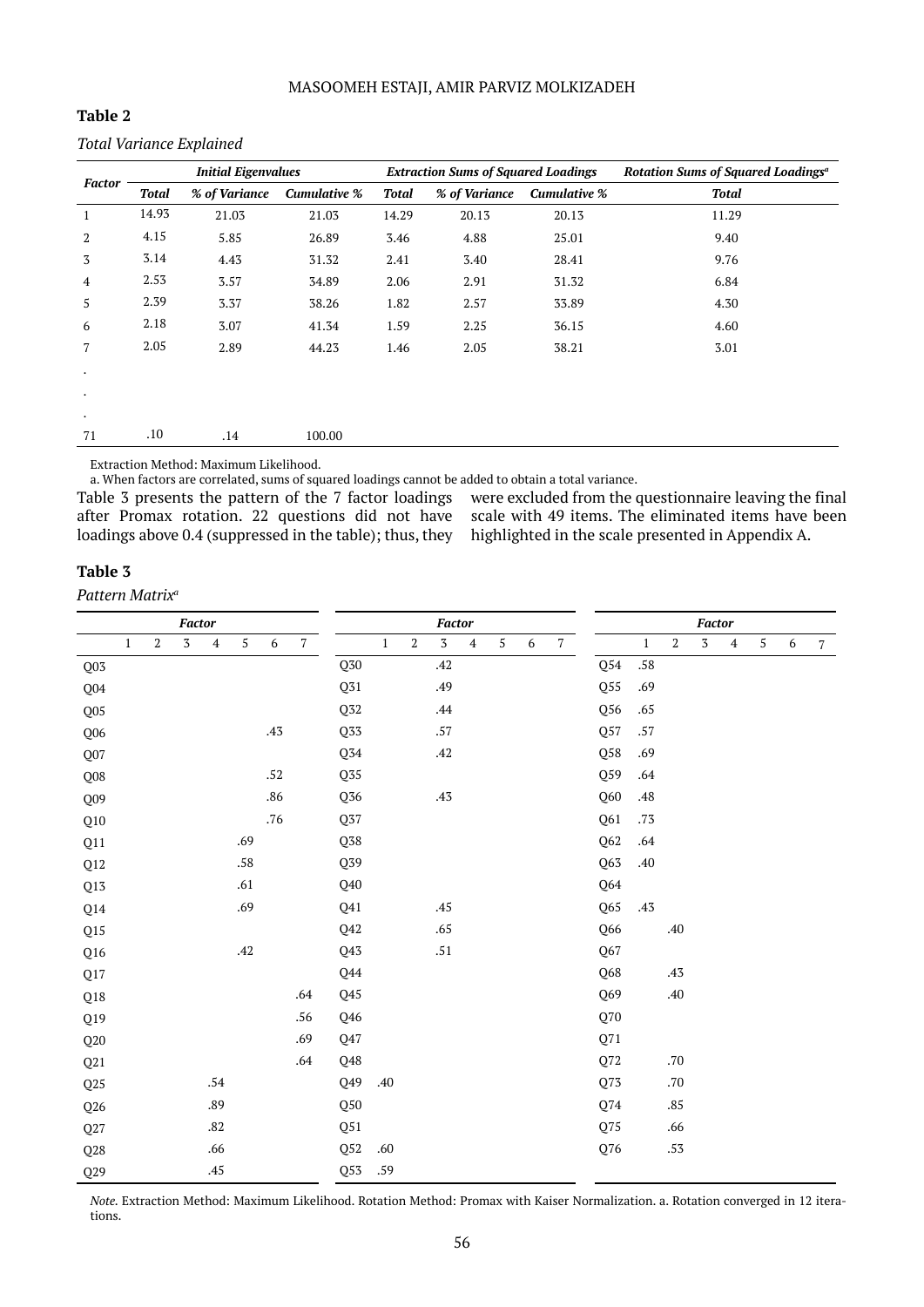**Table 2**

*Total Variance Explained*

| Factor | *Initial Eigenvalues* | | | *Extraction Sums of Squared Loadings* | | | *Rotation Sums of Squared Loadings*[a] |
|---|---|---|---|---|---|---|---|
| | *Total* | *% of Variance* | *Cumulative %* | *Total* | *% of Variance* | *Cumulative %* | *Total* |
| 1 | 14.93 | 21.03 | 21.03 | 14.29 | 20.13 | 20.13 | 11.29 |
| 2 | 4.15 | 5.85 | 26.89 | 3.46 | 4.88 | 25.01 | 9.40 |
| 3 | 3.14 | 4.43 | 31.32 | 2.41 | 3.40 | 28.41 | 9.76 |
| 4 | 2.53 | 3.57 | 34.89 | 2.06 | 2.91 | 31.32 | 6.84 |
| 5 | 2.39 | 3.37 | 38.26 | 1.82 | 2.57 | 33.89 | 4.30 |
| 6 | 2.18 | 3.07 | 41.34 | 1.59 | 2.25 | 36.15 | 4.60 |
| 7 | 2.05 | 2.89 | 44.23 | 1.46 | 2.05 | 38.21 | 3.01 |
| . | | | | | | | |
| . | | | | | | | |
| . | | | | | | | |
| 71 | .10 | .14 | 100.00 | | | | |

Extraction Method: Maximum Likelihood.
a. When factors are correlated, sums of squared loadings cannot be added to obtain a total variance.

Table 3 presents the pattern of the 7 factor loadings after Promax rotation. 22 questions did not have loadings above 0.4 (suppressed in the table); thus, they were excluded from the questionnaire leaving the final scale with 49 items. The eliminated items have been highlighted in the scale presented in Appendix A.

**Table 3**

*Pattern Matrix*[a]

| | Factor | | | | | | |
|---|---|---|---|---|---|---|---|
| | 1 | 2 | 3 | 4 | 5 | 6 | 7 |
| Q03 | | | | | | | |
| Q04 | | | | | | | |
| Q05 | | | | | | | |
| Q06 | | | | | | .43 | |
| Q07 | | | | | | | |
| Q08 | | | | | | .52 | |
| Q09 | | | | | | .86 | |
| Q10 | | | | | | .76 | |
| Q11 | | | | | .69 | | |
| Q12 | | | | | .58 | | |
| Q13 | | | | | .61 | | |
| Q14 | | | | | .69 | | |
| Q15 | | | | | | | |
| Q16 | | | | | .42 | | |
| Q17 | | | | | | | |
| Q18 | | | | | | | .64 |
| Q19 | | | | | | | .56 |
| Q20 | | | | | | | .69 |
| Q21 | | | | | | | .64 |
| Q25 | | | | .54 | | | |
| Q26 | | | | .89 | | | |
| Q27 | | | | .82 | | | |
| Q28 | | | | .66 | | | |
| Q29 | | | | .45 | | | |
| Q30 | | | .42 | | | | |
| Q31 | | | .49 | | | | |
| Q32 | | | .44 | | | | |
| Q33 | | | .57 | | | | |
| Q34 | | | .42 | | | | |
| Q35 | | | | | | | |
| Q36 | | | .43 | | | | |
| Q37 | | | | | | | |
| Q38 | | | | | | | |
| Q39 | | | | | | | |
| Q40 | | | | | | | |
| Q41 | | | .45 | | | | |
| Q42 | | | .65 | | | | |
| Q43 | | | .51 | | | | |
| Q44 | | | | | | | |
| Q45 | | | | | | | |
| Q46 | | | | | | | |
| Q47 | | | | | | | |
| Q48 | | | | | | | |
| Q49 | .40 | | | | | | |
| Q50 | | | | | | | |
| Q51 | | | | | | | |
| Q52 | .60 | | | | | | |
| Q53 | .59 | | | | | | |
| Q54 | .58 | | | | | | |
| Q55 | .69 | | | | | | |
| Q56 | .65 | | | | | | |
| Q57 | .57 | | | | | | |
| Q58 | .69 | | | | | | |
| Q59 | .64 | | | | | | |
| Q60 | .48 | | | | | | |
| Q61 | .73 | | | | | | |
| Q62 | .64 | | | | | | |
| Q63 | .40 | | | | | | |
| Q64 | | | | | | | |
| Q65 | .43 | | | | | | |
| Q66 | | .40 | | | | | |
| Q67 | | | | | | | |
| Q68 | | .43 | | | | | |
| Q69 | | .40 | | | | | |
| Q70 | | | | | | | |
| Q71 | | | | | | | |
| Q72 | | .70 | | | | | |
| Q73 | | .70 | | | | | |
| Q74 | | .85 | | | | | |
| Q75 | | .66 | | | | | |
| Q76 | | .53 | | | | | |

*Note.* Extraction Method: Maximum Likelihood. Rotation Method: Promax with Kaiser Normalization. a. Rotation converged in 12 iterations.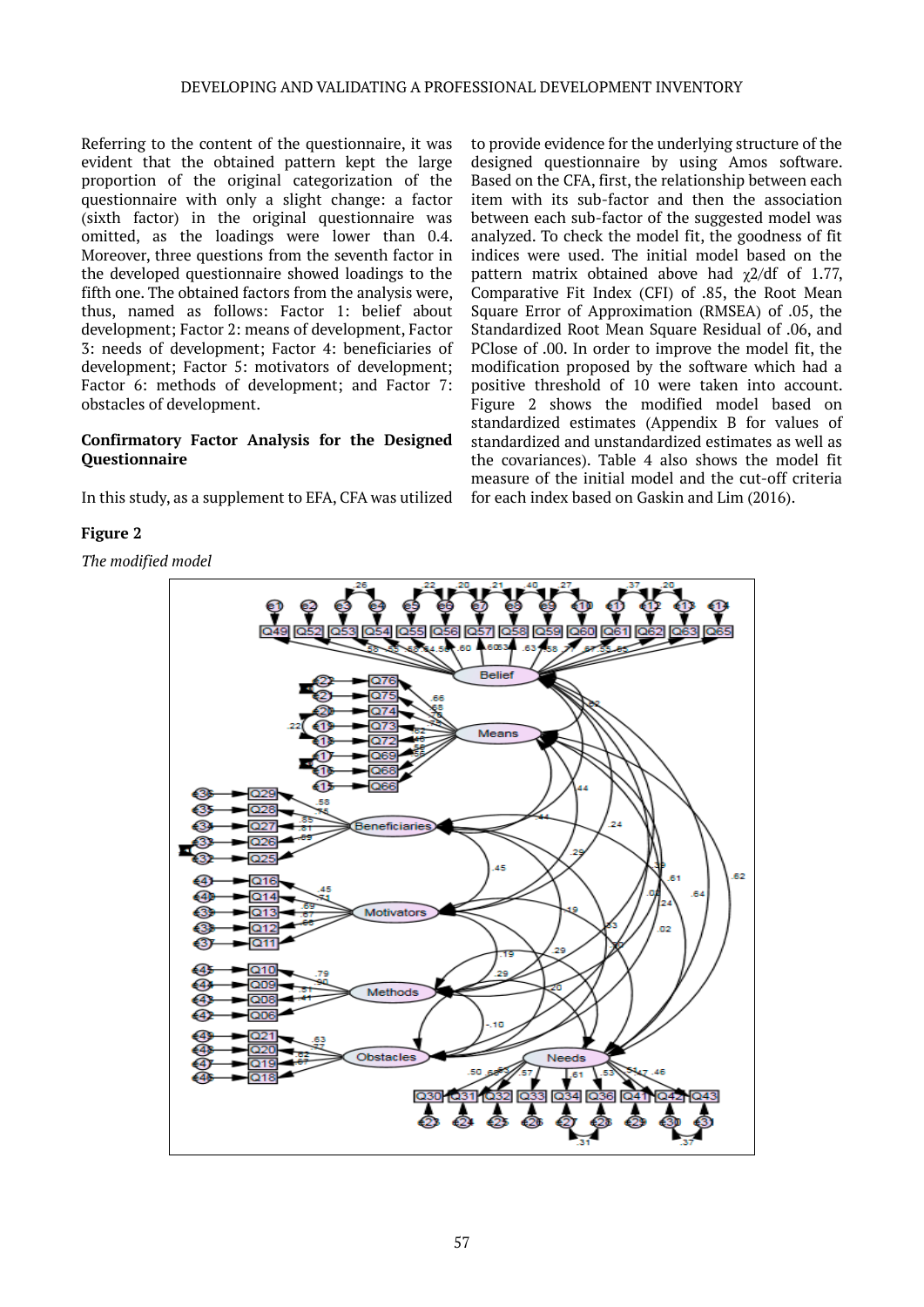Referring to the content of the questionnaire, it was evident that the obtained pattern kept the large proportion of the original categorization of the questionnaire with only a slight change: a factor (sixth factor) in the original questionnaire was omitted, as the loadings were lower than 0.4. Moreover, three questions from the seventh factor in the developed questionnaire showed loadings to the fifth one. The obtained factors from the analysis were, thus, named as follows: Factor 1: belief about development; Factor 2: means of development, Factor 3: needs of development; Factor 4: beneficiaries of development; Factor 5: motivators of development; Factor 6: methods of development; and Factor 7: obstacles of development.

**Confirmatory Factor Analysis for the Designed Questionnaire**

In this study, as a supplement to EFA, CFA was utilized to provide evidence for the underlying structure of the designed questionnaire by using Amos software. Based on the CFA, first, the relationship between each item with its sub-factor and then the association between each sub-factor of the suggested model was analyzed. To check the model fit, the goodness of fit indices were used. The initial model based on the pattern matrix obtained above had $\chi2/df$ of 1.77, Comparative Fit Index (CFI) of .85, the Root Mean Square Error of Approximation (RMSEA) of .05, the Standardized Root Mean Square Residual of .06, and PClose of .00. In order to improve the model fit, the modification proposed by the software which had a positive threshold of 10 were taken into account. Figure 2 shows the modified model based on standardized estimates (Appendix B for values of standardized and unstandardized estimates as well as the covariances). Table 4 also shows the model fit measure of the initial model and the cut-off criteria for each index based on Gaskin and Lim (2016).

**Figure 2**

*The modified model*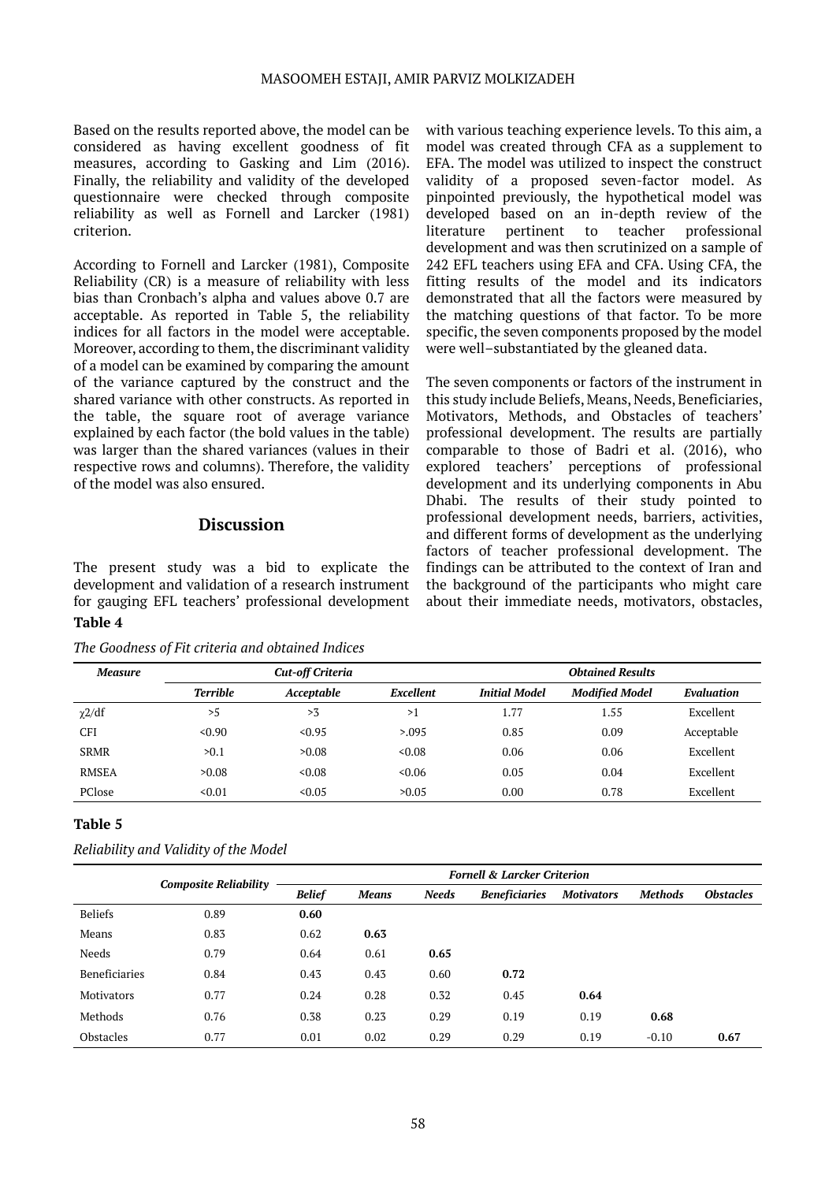Based on the results reported above, the model can be considered as having excellent goodness of fit measures, according to Gasking and Lim (2016). Finally, the reliability and validity of the developed questionnaire were checked through composite reliability as well as Fornell and Larcker (1981) criterion.

According to Fornell and Larcker (1981), Composite Reliability (CR) is a measure of reliability with less bias than Cronbach's alpha and values above 0.7 are acceptable. As reported in Table 5, the reliability indices for all factors in the model were acceptable. Moreover, according to them, the discriminant validity of a model can be examined by comparing the amount of the variance captured by the construct and the shared variance with other constructs. As reported in the table, the square root of average variance explained by each factor (the bold values in the table) was larger than the shared variances (values in their respective rows and columns). Therefore, the validity of the model was also ensured.

## Discussion

The present study was a bid to explicate the development and validation of a research instrument for gauging EFL teachers' professional development with various teaching experience levels. To this aim, a model was created through CFA as a supplement to EFA. The model was utilized to inspect the construct validity of a proposed seven-factor model. As pinpointed previously, the hypothetical model was developed based on an in-depth review of the literature pertinent to teacher professional development and was then scrutinized on a sample of 242 EFL teachers using EFA and CFA. Using CFA, the fitting results of the model and its indicators demonstrated that all the factors were measured by the matching questions of that factor. To be more specific, the seven components proposed by the model were well–substantiated by the gleaned data.

The seven components or factors of the instrument in this study include Beliefs, Means, Needs, Beneficiaries, Motivators, Methods, and Obstacles of teachers' professional development. The results are partially comparable to those of Badri et al. (2016), who explored teachers' perceptions of professional development and its underlying components in Abu Dhabi. The results of their study pointed to professional development needs, barriers, activities, and different forms of development as the underlying factors of teacher professional development. The findings can be attributed to the context of Iran and the background of the participants who might care about their immediate needs, motivators, obstacles,

**Table 4**

*The Goodness of Fit criteria and obtained Indices*

| *Measure* | *Cut-off Criteria* | | | *Obtained Results* | | |
|---|---|---|---|---|---|---|
| | *Terrible* | *Acceptable* | *Excellent* | *Initial Model* | *Modified Model* | *Evaluation* |
| $\chi2$/df | >5 | >3 | >1 | 1.77 | 1.55 | Excellent |
| CFI | <0.90 | <0.95 | >.095 | 0.85 | 0.09 | Acceptable |
| SRMR | >0.1 | >0.08 | <0.08 | 0.06 | 0.06 | Excellent |
| RMSEA | >0.08 | <0.08 | <0.06 | 0.05 | 0.04 | Excellent |
| PClose | <0.01 | <0.05 | >0.05 | 0.00 | 0.78 | Excellent |

**Table 5**

*Reliability and Validity of the Model*

| | *Composite Reliability* | *Fornell & Larcker Criterion* | | | | | | |
|---|---|---|---|---|---|---|---|---|
| | | *Belief* | *Means* | *Needs* | *Beneficiaries* | *Motivators* | *Methods* | *Obstacles* |
| Beliefs | 0.89 | **0.60** | | | | | | |
| Means | 0.83 | 0.62 | **0.63** | | | | | |
| Needs | 0.79 | 0.64 | 0.61 | **0.65** | | | | |
| Beneficiaries | 0.84 | 0.43 | 0.43 | 0.60 | **0.72** | | | |
| Motivators | 0.77 | 0.24 | 0.28 | 0.32 | 0.45 | **0.64** | | |
| Methods | 0.76 | 0.38 | 0.23 | 0.29 | 0.19 | 0.19 | **0.68** | |
| Obstacles | 0.77 | 0.01 | 0.02 | 0.29 | 0.29 | 0.19 | -0.10 | **0.67** |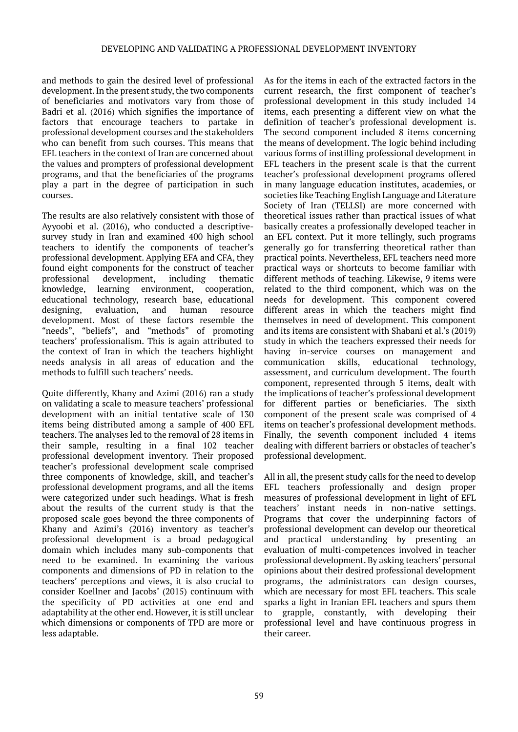and methods to gain the desired level of professional development. In the present study, the two components of beneficiaries and motivators vary from those of Badri et al. (2016) which signifies the importance of factors that encourage teachers to partake in professional development courses and the stakeholders who can benefit from such courses. This means that EFL teachers in the context of Iran are concerned about the values and prompters of professional development programs, and that the beneficiaries of the programs play a part in the degree of participation in such courses.

The results are also relatively consistent with those of Ayyoobi et al. (2016), who conducted a descriptive-survey study in Iran and examined 400 high school teachers to identify the components of teacher's professional development. Applying EFA and CFA, they found eight components for the construct of teacher professional development, including thematic knowledge, learning environment, cooperation, educational technology, research base, educational designing, evaluation, and human resource development. Most of these factors resemble the "needs", "beliefs", and "methods" of promoting teachers' professionalism. This is again attributed to the context of Iran in which the teachers highlight needs analysis in all areas of education and the methods to fulfill such teachers' needs.

Quite differently, Khany and Azimi (2016) ran a study on validating a scale to measure teachers' professional development with an initial tentative scale of 130 items being distributed among a sample of 400 EFL teachers. The analyses led to the removal of 28 items in their sample, resulting in a final 102 teacher professional development inventory. Their proposed teacher's professional development scale comprised three components of knowledge, skill, and teacher's professional development programs, and all the items were categorized under such headings. What is fresh about the results of the current study is that the proposed scale goes beyond the three components of Khany and Azimi's (2016) inventory as teacher's professional development is a broad pedagogical domain which includes many sub-components that need to be examined. In examining the various components and dimensions of PD in relation to the teachers' perceptions and views, it is also crucial to consider Koellner and Jacobs' (2015) continuum with the specificity of PD activities at one end and adaptability at the other end. However, it is still unclear which dimensions or components of TPD are more or less adaptable.

As for the items in each of the extracted factors in the current research, the first component of teacher's professional development in this study included 14 items, each presenting a different view on what the definition of teacher's professional development is. The second component included 8 items concerning the means of development. The logic behind including various forms of instilling professional development in EFL teachers in the present scale is that the current teacher's professional development programs offered in many language education institutes, academies, or societies like Teaching English Language and Literature Society of Iran (TELLSI) are more concerned with theoretical issues rather than practical issues of what basically creates a professionally developed teacher in an EFL context. Put it more tellingly, such programs generally go for transferring theoretical rather than practical points. Nevertheless, EFL teachers need more practical ways or shortcuts to become familiar with different methods of teaching. Likewise, 9 items were related to the third component, which was on the needs for development. This component covered different areas in which the teachers might find themselves in need of development. This component and its items are consistent with Shabani et al.'s (2019) study in which the teachers expressed their needs for having in-service courses on management and communication skills, educational technology, assessment, and curriculum development. The fourth component, represented through 5 items, dealt with the implications of teacher's professional development for different parties or beneficiaries. The sixth component of the present scale was comprised of 4 items on teacher's professional development methods. Finally, the seventh component included 4 items dealing with different barriers or obstacles of teacher's professional development.

All in all, the present study calls for the need to develop EFL teachers professionally and design proper measures of professional development in light of EFL teachers' instant needs in non-native settings. Programs that cover the underpinning factors of professional development can develop our theoretical and practical understanding by presenting an evaluation of multi-competences involved in teacher professional development. By asking teachers' personal opinions about their desired professional development programs, the administrators can design courses, which are necessary for most EFL teachers. This scale sparks a light in Iranian EFL teachers and spurs them to grapple, constantly, with developing their professional level and have continuous progress in their career.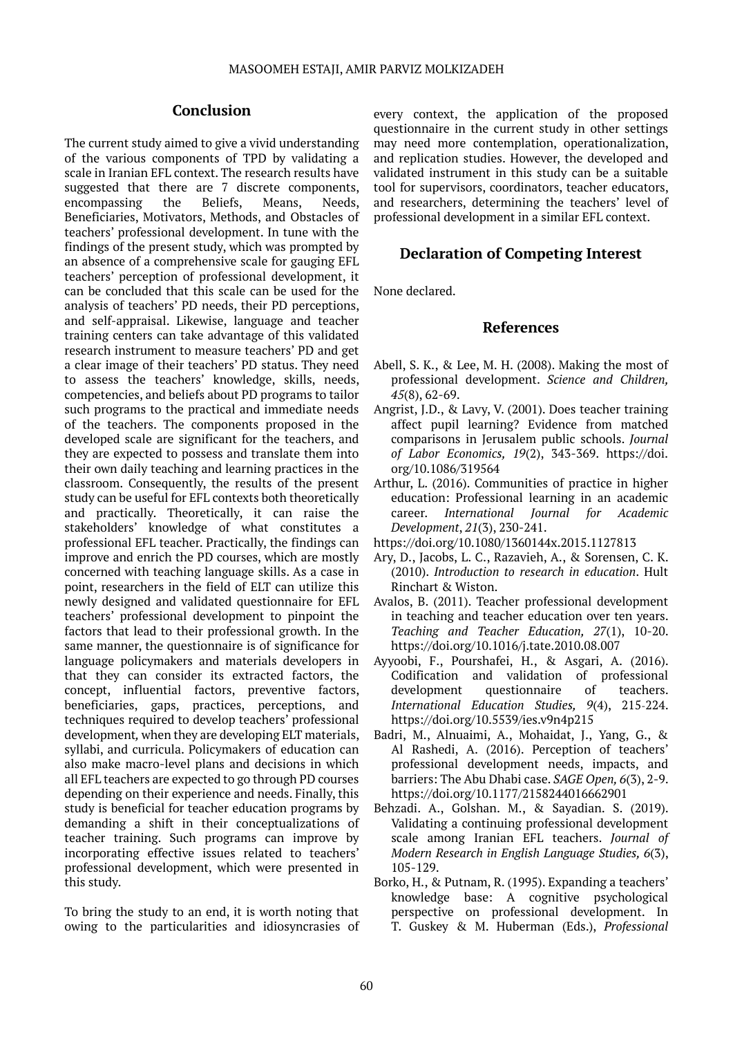## Conclusion

The current study aimed to give a vivid understanding of the various components of TPD by validating a scale in Iranian EFL context. The research results have suggested that there are 7 discrete components, encompassing the Beliefs, Means, Needs, Beneficiaries, Motivators, Methods, and Obstacles of teachers' professional development. In tune with the findings of the present study, which was prompted by an absence of a comprehensive scale for gauging EFL teachers' perception of professional development, it can be concluded that this scale can be used for the analysis of teachers' PD needs, their PD perceptions, and self-appraisal. Likewise, language and teacher training centers can take advantage of this validated research instrument to measure teachers' PD and get a clear image of their teachers' PD status. They need to assess the teachers' knowledge, skills, needs, competencies, and beliefs about PD programs to tailor such programs to the practical and immediate needs of the teachers. The components proposed in the developed scale are significant for the teachers, and they are expected to possess and translate them into their own daily teaching and learning practices in the classroom. Consequently, the results of the present study can be useful for EFL contexts both theoretically and practically. Theoretically, it can raise the stakeholders' knowledge of what constitutes a professional EFL teacher. Practically, the findings can improve and enrich the PD courses, which are mostly concerned with teaching language skills. As a case in point, researchers in the field of ELT can utilize this newly designed and validated questionnaire for EFL teachers' professional development to pinpoint the factors that lead to their professional growth. In the same manner, the questionnaire is of significance for language policymakers and materials developers in that they can consider its extracted factors, the concept, influential factors, preventive factors, beneficiaries, gaps, practices, perceptions, and techniques required to develop teachers' professional development*,* when they are developing ELT materials, syllabi, and curricula. Policymakers of education can also make macro-level plans and decisions in which all EFL teachers are expected to go through PD courses depending on their experience and needs. Finally, this study is beneficial for teacher education programs by demanding a shift in their conceptualizations of teacher training. Such programs can improve by incorporating effective issues related to teachers' professional development, which were presented in this study.

To bring the study to an end, it is worth noting that owing to the particularities and idiosyncrasies of every context, the application of the proposed questionnaire in the current study in other settings may need more contemplation, operationalization, and replication studies. However, the developed and validated instrument in this study can be a suitable tool for supervisors, coordinators, teacher educators, and researchers, determining the teachers' level of professional development in a similar EFL context.

## Declaration of Competing Interest

None declared.

## References

Abell, S. K., & Lee, M. H. (2008). Making the most of professional development. *Science and Children, 45*(8), 62-69.

Angrist, J.D., & Lavy, V. (2001). Does teacher training affect pupil learning? Evidence from matched comparisons in Jerusalem public schools. *Journal of Labor Economics, 19*(2), 343-369. https://doi.org/10.1086/319564

Arthur, L. (2016). Communities of practice in higher education: Professional learning in an academic career. *International Journal for Academic Development*, *21*(3), 230-241.
https://doi.org/10.1080/1360144x.2015.1127813

Ary, D., Jacobs, L. C., Razavieh, A., & Sorensen, C. K. (2010). *Introduction to research in education*. Hult Rinchart & Wiston.

Avalos, B. (2011). Teacher professional development in teaching and teacher education over ten years. *Teaching and Teacher Education, 27*(1), 10-20. https://doi.org/10.1016/j.tate.2010.08.007

Ayyoobi, F., Pourshafei, H., & Asgari, A. (2016). Codification and validation of professional development questionnaire of teachers. *International Education Studies, 9*(4), 215-224. https://doi.org/10.5539/ies.v9n4p215

Badri, M., Alnuaimi, A., Mohaidat, J., Yang, G., & Al Rashedi, A. (2016). Perception of teachers' professional development needs, impacts, and barriers: The Abu Dhabi case. *SAGE Open, 6*(3), 2-9. https://doi.org/10.1177/2158244016662901

Behzadi. A., Golshan. M., & Sayadian. S. (2019). Validating a continuing professional development scale among Iranian EFL teachers. *Journal of Modern Research in English Language Studies, 6*(3), 105-129.

Borko, H., & Putnam, R. (1995). Expanding a teachers' knowledge base: A cognitive psychological perspective on professional development. In T. Guskey & M. Huberman (Eds.), *Professional*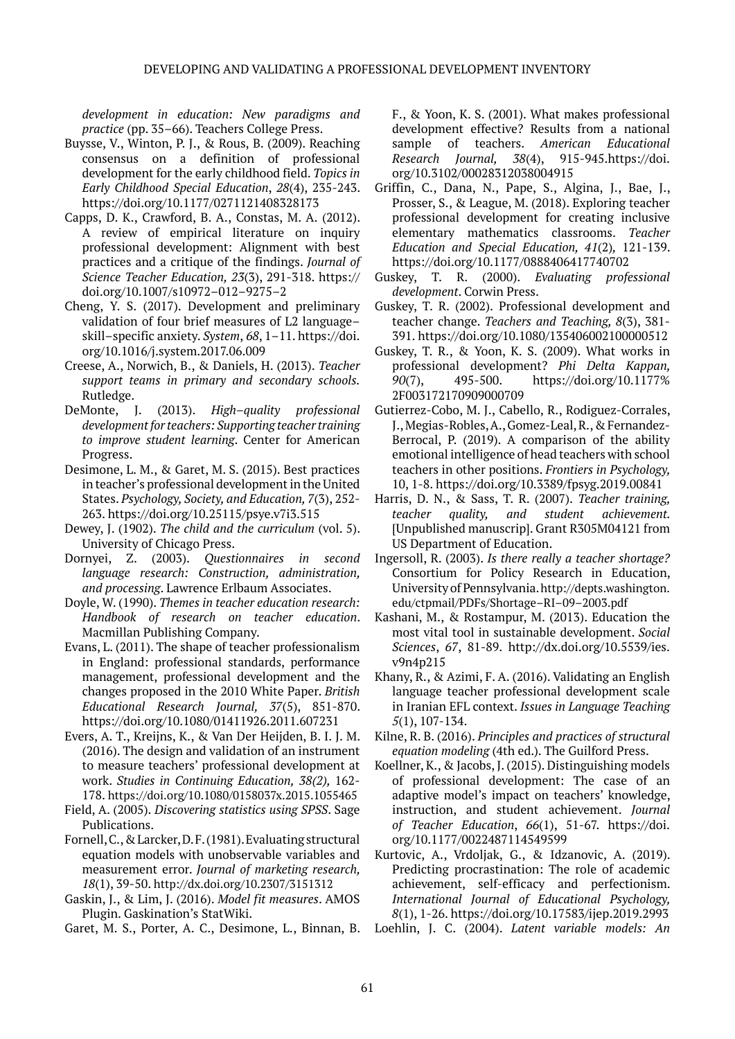*development in education: New paradigms and practice* (pp. 35–66). Teachers College Press.

Buysse, V., Winton, P. J., & Rous, B. (2009). Reaching consensus on a definition of professional development for the early childhood field. *Topics in Early Childhood Special Education*, *28*(4), 235-243. https://doi.org/10.1177/0271121408328173

Capps, D. K., Crawford, B. A., Constas, M. A. (2012). A review of empirical literature on inquiry professional development: Alignment with best practices and a critique of the findings. *Journal of Science Teacher Education, 23*(3), 291-318. https://doi.org/10.1007/s10972–012–9275–2

Cheng, Y. S. (2017). Development and preliminary validation of four brief measures of L2 language–skill–specific anxiety. *System*, *68*, 1–11. https://doi.org/10.1016/j.system.2017.06.009

Creese, A., Norwich, B., & Daniels, H. (2013). *Teacher support teams in primary and secondary schools.* Rutledge.

DeMonte, J. (2013). *High–quality professional development for teachers: Supporting teacher training to improve student learning*. Center for American Progress.

Desimone, L. M., & Garet, M. S. (2015). Best practices in teacher's professional development in the United States. *Psychology, Society, and Education, 7*(3), 252-263. https://doi.org/10.25115/psye.v7i3.515

Dewey, J. (1902). *The child and the curriculum* (vol. 5). University of Chicago Press.

Dornyei, Z. (2003). *Questionnaires in second language research: Construction, administration, and processing*. Lawrence Erlbaum Associates.

Doyle, W. (1990). *Themes in teacher education research: Handbook of research on teacher education*. Macmillan Publishing Company.

Evans, L. (2011). The shape of teacher professionalism in England: professional standards, performance management, professional development and the changes proposed in the 2010 White Paper. *British Educational Research Journal, 37*(5), 851-870. https://doi.org/10.1080/01411926.2011.607231

Evers, A. T., Kreijns, K., & Van Der Heijden, B. I. J. M. (2016). The design and validation of an instrument to measure teachers' professional development at work. *Studies in Continuing Education, 38(2),* 162-178. https://doi.org/10.1080/0158037x.2015.1055465

Field, A. (2005). *Discovering statistics using SPSS*. Sage Publications.

Fornell, C., & Larcker, D. F. (1981). Evaluating structural equation models with unobservable variables and measurement error. *Journal of marketing research, 18*(1), 39-50. http://dx.doi.org/10.2307/3151312

Gaskin, J., & Lim, J. (2016). *Model fit measures*. AMOS Plugin. Gaskination's StatWiki.

Garet, M. S., Porter, A. C., Desimone, L., Binnan, B. F., & Yoon, K. S. (2001). What makes professional development effective? Results from a national sample of teachers. *American Educational Research Journal, 38*(4), 915-945.https://doi.org/10.3102/00028312038004915

Griffin, C., Dana, N., Pape, S., Algina, J., Bae, J., Prosser, S., & League, M. (2018). Exploring teacher professional development for creating inclusive elementary mathematics classrooms. *Teacher Education and Special Education, 41*(2)*,* 121-139. https://doi.org/10.1177/0888406417740702

Guskey, T. R. (2000). *Evaluating professional development*. Corwin Press.

Guskey, T. R. (2002). Professional development and teacher change. *Teachers and Teaching, 8*(3), 381-391. https://doi.org/10.1080/135406002100000512

Guskey, T. R., & Yoon, K. S. (2009). What works in professional development? *Phi Delta Kappan, 90*(7), 495-500. https://doi.org/10.1177%2F003172170909000709

Gutierrez-Cobo, M. J., Cabello, R., Rodiguez-Corrales, J., Megias-Robles, A., Gomez-Leal, R., & Fernandez-Berrocal, P. (2019). A comparison of the ability emotional intelligence of head teachers with school teachers in other positions. *Frontiers in Psychology,* 10, 1-8. https://doi.org/10.3389/fpsyg.2019.00841

Harris, D. N., & Sass, T. R. (2007). *Teacher training, teacher quality, and student achievement.* [Unpublished manuscript]. Grant R305M04121 from US Department of Education.

Ingersoll, R. (2003). *Is there really a teacher shortage?* Consortium for Policy Research in Education, University of Pennsylvania. http://depts.washington.edu/ctpmail/PDFs/Shortage–RI–09–2003.pdf

Kashani, M., & Rostampur, M. (2013). Education the most vital tool in sustainable development. *Social Sciences*, *67*, 81-89. http://dx.doi.org/10.5539/ies.v9n4p215

Khany, R., & Azimi, F. A. (2016). Validating an English language teacher professional development scale in Iranian EFL context. *Issues in Language Teaching 5*(1), 107-134.

Kilne, R. B. (2016). *Principles and practices of structural equation modeling* (4th ed.). The Guilford Press.

Koellner, K., & Jacobs, J. (2015). Distinguishing models of professional development: The case of an adaptive model's impact on teachers' knowledge, instruction, and student achievement. *Journal of Teacher Education*, *66*(1), 51-67. https://doi.org/10.1177/0022487114549599

Kurtovic, A., Vrdoljak, G., & Idzanovic, A. (2019). Predicting procrastination: The role of academic achievement, self-efficacy and perfectionism. *International Journal of Educational Psychology, 8*(1), 1-26. https://doi.org/10.17583/ijep.2019.2993

Loehlin, J. C. (2004). *Latent variable models: An*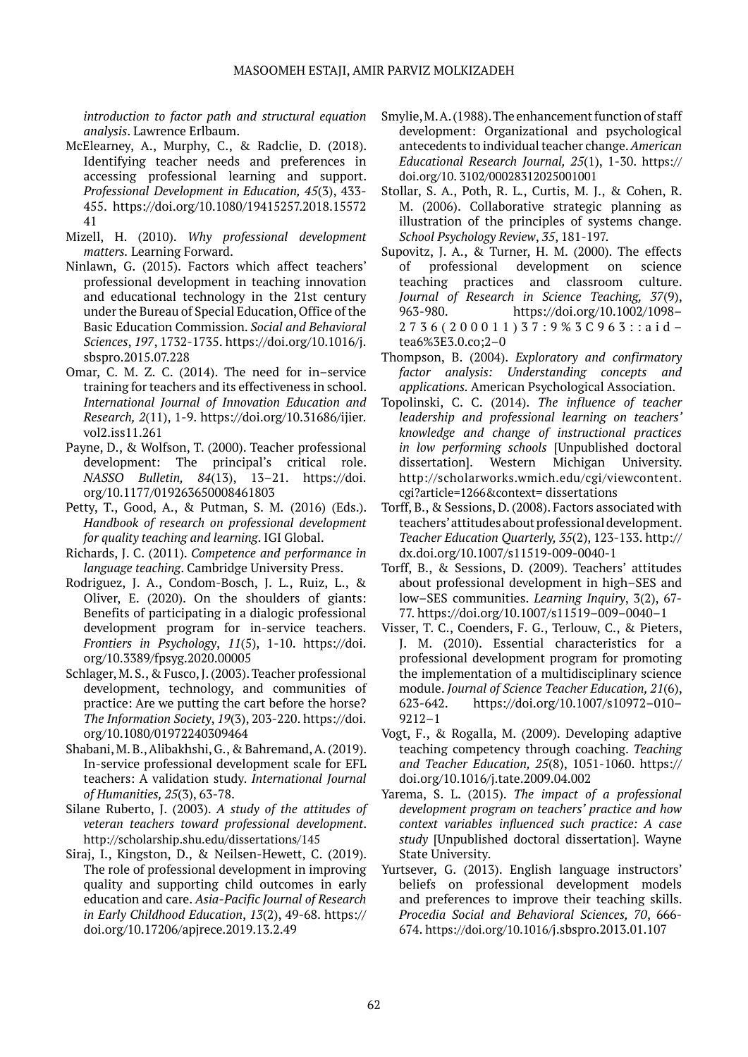*introduction to factor path and structural equation analysis*. Lawrence Erlbaum.

McElearney, A., Murphy, C., & Radclie, D. (2018). Identifying teacher needs and preferences in accessing professional learning and support. *Professional Development in Education, 45*(3), 433-455. https://doi.org/10.1080/19415257.2018.1557241

Mizell, H. (2010). *Why professional development matters*. Learning Forward.

Ninlawn, G. (2015). Factors which affect teachers' professional development in teaching innovation and educational technology in the 21st century under the Bureau of Special Education, Office of the Basic Education Commission. *Social and Behavioral Sciences*, *197*, 1732-1735. https://doi.org/10.1016/j.sbspro.2015.07.228

Omar, C. M. Z. C. (2014). The need for in–service training for teachers and its effectiveness in school. *International Journal of Innovation Education and Research, 2*(11), 1-9. https://doi.org/10.31686/ijier.vol2.iss11.261

Payne, D., & Wolfson, T. (2000). Teacher professional development: The principal's critical role. *NASSO Bulletin, 84*(13), 13–21. https://doi.org/10.1177/019263650008461803

Petty, T., Good, A., & Putman, S. M. (2016) (Eds.). *Handbook of research on professional development for quality teaching and learning*. IGI Global.

Richards, J. C. (2011). *Competence and performance in language teaching*. Cambridge University Press.

Rodriguez, J. A., Condom-Bosch, J. L., Ruiz, L., & Oliver, E. (2020). On the shoulders of giants: Benefits of participating in a dialogic professional development program for in-service teachers. *Frontiers in Psychology*, *11*(5), 1-10. https://doi.org/10.3389/fpsyg.2020.00005

Schlager, M. S., & Fusco, J. (2003). Teacher professional development, technology, and communities of practice: Are we putting the cart before the horse? *The Information Society*, *19*(3), 203-220. https://doi.org/10.1080/01972240309464

Shabani, M. B., Alibakhshi, G., & Bahremand, A. (2019). In-service professional development scale for EFL teachers: A validation study. *International Journal of Humanities, 25*(3), 63-78.

Silane Ruberto, J. (2003). *A study of the attitudes of veteran teachers toward professional development*. http://scholarship.shu.edu/dissertations/145

Siraj, I., Kingston, D., & Neilsen-Hewett, C. (2019). The role of professional development in improving quality and supporting child outcomes in early education and care. *Asia-Pacific Journal of Research in Early Childhood Education*, *13*(2), 49-68. https://doi.org/10.17206/apjrece.2019.13.2.49

Smylie, M. A. (1988). The enhancement function of staff development: Organizational and psychological antecedents to individual teacher change. *American Educational Research Journal, 25*(1), 1-30. https://doi.org/10. 3102/00028312025001001

Stollar, S. A., Poth, R. L., Curtis, M. J., & Cohen, R. M. (2006). Collaborative strategic planning as illustration of the principles of systems change. *School Psychology Review*, *35*, 181-197.

Supovitz, J. A., & Turner, H. M. (2000). The effects of professional development on science teaching practices and classroom culture. *Journal of Research in Science Teaching, 37*(9), 963-980. https://doi.org/10.1002/1098–2736(200011)37:9%3C963::aid–tea6%3E3.0.co;2–0

Thompson, B. (2004). *Exploratory and confirmatory factor analysis: Understanding concepts and applications.* American Psychological Association.

Topolinski, C. C. (2014). *The influence of teacher leadership and professional learning on teachers' knowledge and change of instructional practices in low performing schools* [Unpublished doctoral dissertation]. Western Michigan University. http://scholarworks.wmich.edu/cgi/viewcontent.cgi?article=1266&context= dissertations

Torff, B., & Sessions, D. (2008). Factors associated with teachers' attitudes about professional development. *Teacher Education Quarterly, 35*(2), 123-133. http://dx.doi.org/10.1007/s11519-009-0040-1

Torff, B., & Sessions, D. (2009). Teachers' attitudes about professional development in high–SES and low–SES communities. *Learning Inquiry*, 3(2), 67-77. https://doi.org/10.1007/s11519–009–0040–1

Visser, T. C., Coenders, F. G., Terlouw, C., & Pieters, J. M. (2010). Essential characteristics for a professional development program for promoting the implementation of a multidisciplinary science module. *Journal of Science Teacher Education, 21*(6), 623-642. https://doi.org/10.1007/s10972–010–9212–1

Vogt, F., & Rogalla, M. (2009). Developing adaptive teaching competency through coaching. *Teaching and Teacher Education, 25*(8), 1051-1060. https://doi.org/10.1016/j.tate.2009.04.002

Yarema, S. L. (2015). *The impact of a professional development program on teachers' practice and how context variables influenced such practice: A case study* [Unpublished doctoral dissertation]. Wayne State University.

Yurtsever, G. (2013). English language instructors' beliefs on professional development models and preferences to improve their teaching skills. *Procedia Social and Behavioral Sciences, 70*, 666-674. https://doi.org/10.1016/j.sbspro.2013.01.107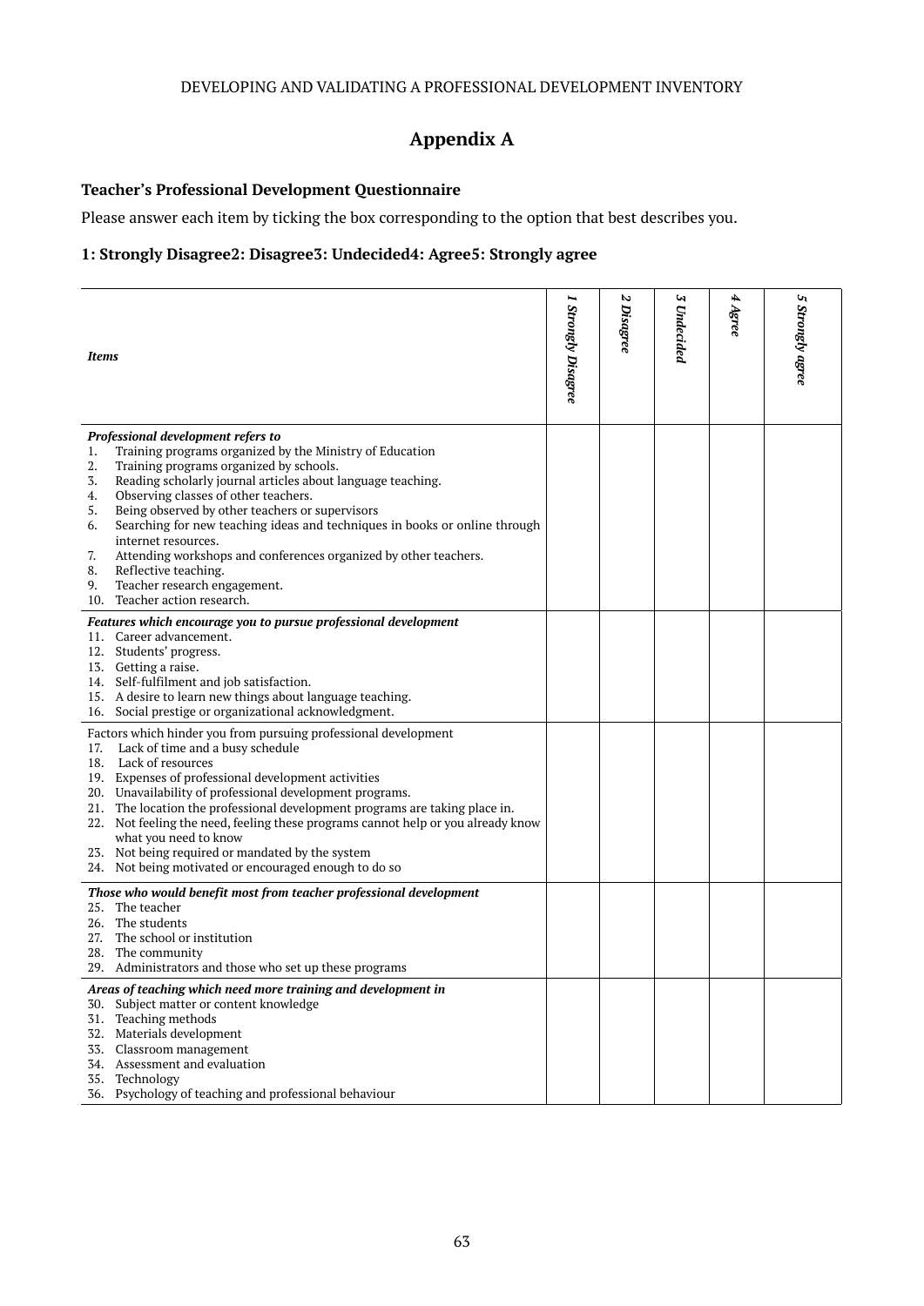## Appendix A

**Teacher's Professional Development Questionnaire**

Please answer each item by ticking the box corresponding to the option that best describes you.

**1: Strongly Disagree2: Disagree3: Undecided4: Agree5: Strongly agree**

| ***Items*** | ***1 Strongly Disagree*** | ***2 Disagree*** | ***3 Undecided*** | ***4 Agree*** | ***5 Strongly agree*** |
|---|---|---|---|---|---|
| ***Professional development refers to*** | | | | | |
| 1. Training programs organized by the Ministry of Education | | | | | |
| 2. Training programs organized by schools. | | | | | |
| 3. Reading scholarly journal articles about language teaching. | | | | | |
| 4. Observing classes of other teachers. | | | | | |
| 5. Being observed by other teachers or supervisors | | | | | |
| 6. Searching for new teaching ideas and techniques in books or online through internet resources. | | | | | |
| 7. Attending workshops and conferences organized by other teachers. | | | | | |
| 8. Reflective teaching. | | | | | |
| 9. Teacher research engagement. | | | | | |
| 10. Teacher action research. | | | | | |
| ***Features which encourage you to pursue professional development*** | | | | | |
| 11. Career advancement. | | | | | |
| 12. Students' progress. | | | | | |
| 13. Getting a raise. | | | | | |
| 14. Self-fulfilment and job satisfaction. | | | | | |
| 15. A desire to learn new things about language teaching. | | | | | |
| 16. Social prestige or organizational acknowledgment. | | | | | |
| Factors which hinder you from pursuing professional development | | | | | |
| 17. Lack of time and a busy schedule | | | | | |
| 18. Lack of resources | | | | | |
| 19. Expenses of professional development activities | | | | | |
| 20. Unavailability of professional development programs. | | | | | |
| 21. The location the professional development programs are taking place in. | | | | | |
| 22. Not feeling the need, feeling these programs cannot help or you already know what you need to know | | | | | |
| 23. Not being required or mandated by the system | | | | | |
| 24. Not being motivated or encouraged enough to do so | | | | | |
| ***Those who would benefit most from teacher professional development*** | | | | | |
| 25. The teacher | | | | | |
| 26. The students | | | | | |
| 27. The school or institution | | | | | |
| 28. The community | | | | | |
| 29. Administrators and those who set up these programs | | | | | |
| ***Areas of teaching which need more training and development in*** | | | | | |
| 30. Subject matter or content knowledge | | | | | |
| 31. Teaching methods | | | | | |
| 32. Materials development | | | | | |
| 33. Classroom management | | | | | |
| 34. Assessment and evaluation | | | | | |
| 35. Technology | | | | | |
| 36. Psychology of teaching and professional behaviour | | | | | |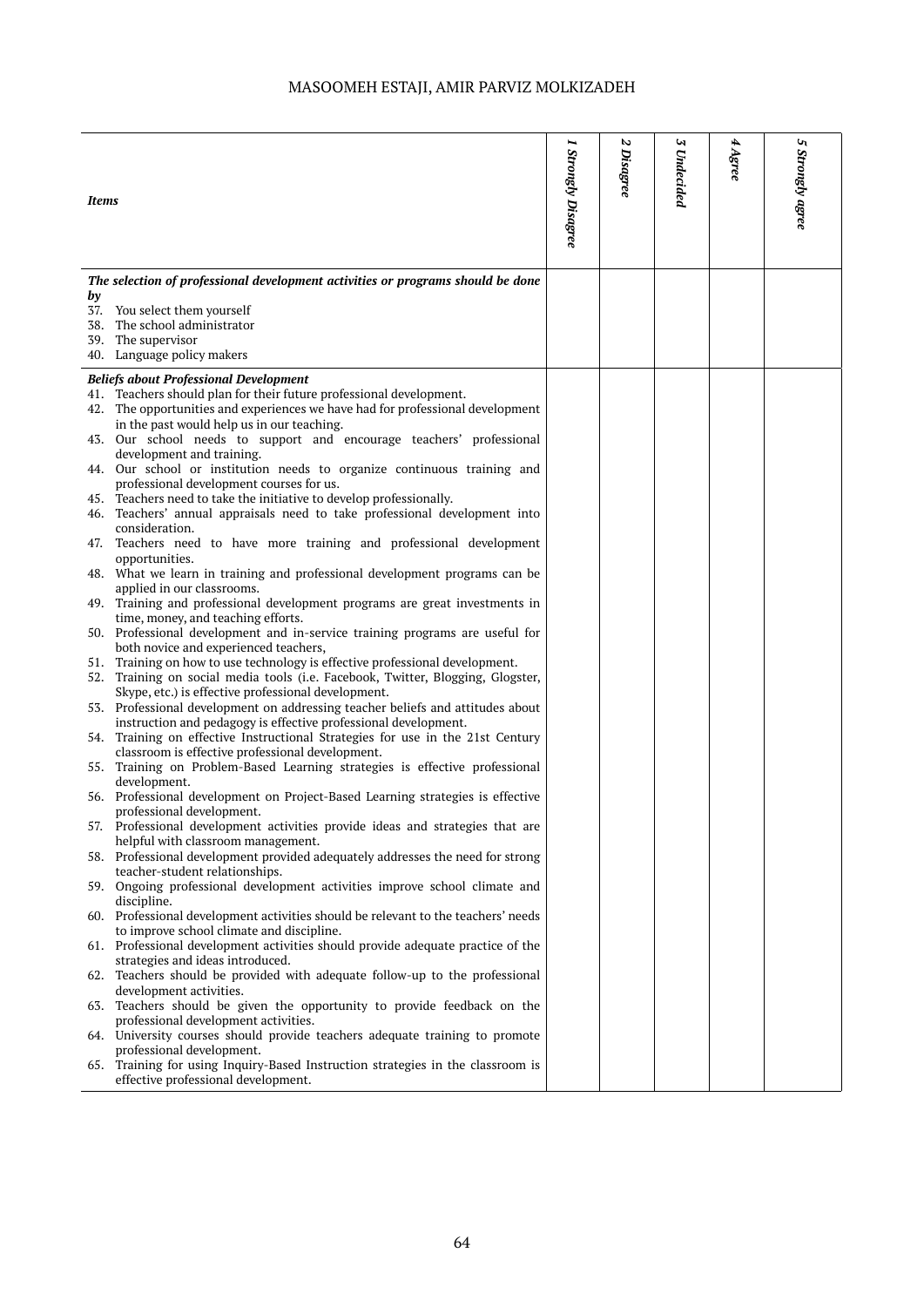| *Items* | *1 Strongly Disagree* | *2 Disagree* | *3 Undecided* | *4 Agree* | *5 Strongly agree* |
|---|---|---|---|---|---|
| ***The selection of professional development activities or programs should be done by*** | | | | | |
| 37. You select them yourself | | | | | |
| 38. The school administrator | | | | | |
| 39. The supervisor | | | | | |
| 40. Language policy makers | | | | | |
| ***Beliefs about Professional Development*** | | | | | |
| 41. Teachers should plan for their future professional development. | | | | | |
| 42. The opportunities and experiences we have had for professional development in the past would help us in our teaching. | | | | | |
| 43. Our school needs to support and encourage teachers' professional development and training. | | | | | |
| 44. Our school or institution needs to organize continuous training and professional development courses for us. | | | | | |
| 45. Teachers need to take the initiative to develop professionally. | | | | | |
| 46. Teachers' annual appraisals need to take professional development into consideration. | | | | | |
| 47. Teachers need to have more training and professional development opportunities. | | | | | |
| 48. What we learn in training and professional development programs can be applied in our classrooms. | | | | | |
| 49. Training and professional development programs are great investments in time, money, and teaching efforts. | | | | | |
| 50. Professional development and in-service training programs are useful for both novice and experienced teachers, | | | | | |
| 51. Training on how to use technology is effective professional development. | | | | | |
| 52. Training on social media tools (i.e. Facebook, Twitter, Blogging, Glogster, Skype, etc.) is effective professional development. | | | | | |
| 53. Professional development on addressing teacher beliefs and attitudes about instruction and pedagogy is effective professional development. | | | | | |
| 54. Training on effective Instructional Strategies for use in the 21st Century classroom is effective professional development. | | | | | |
| 55. Training on Problem-Based Learning strategies is effective professional development. | | | | | |
| 56. Professional development on Project-Based Learning strategies is effective professional development. | | | | | |
| 57. Professional development activities provide ideas and strategies that are helpful with classroom management. | | | | | |
| 58. Professional development provided adequately addresses the need for strong teacher-student relationships. | | | | | |
| 59. Ongoing professional development activities improve school climate and discipline. | | | | | |
| 60. Professional development activities should be relevant to the teachers' needs to improve school climate and discipline. | | | | | |
| 61. Professional development activities should provide adequate practice of the strategies and ideas introduced. | | | | | |
| 62. Teachers should be provided with adequate follow-up to the professional development activities. | | | | | |
| 63. Teachers should be given the opportunity to provide feedback on the professional development activities. | | | | | |
| 64. University courses should provide teachers adequate training to promote professional development. | | | | | |
| 65. Training for using Inquiry-Based Instruction strategies in the classroom is effective professional development. | | | | | |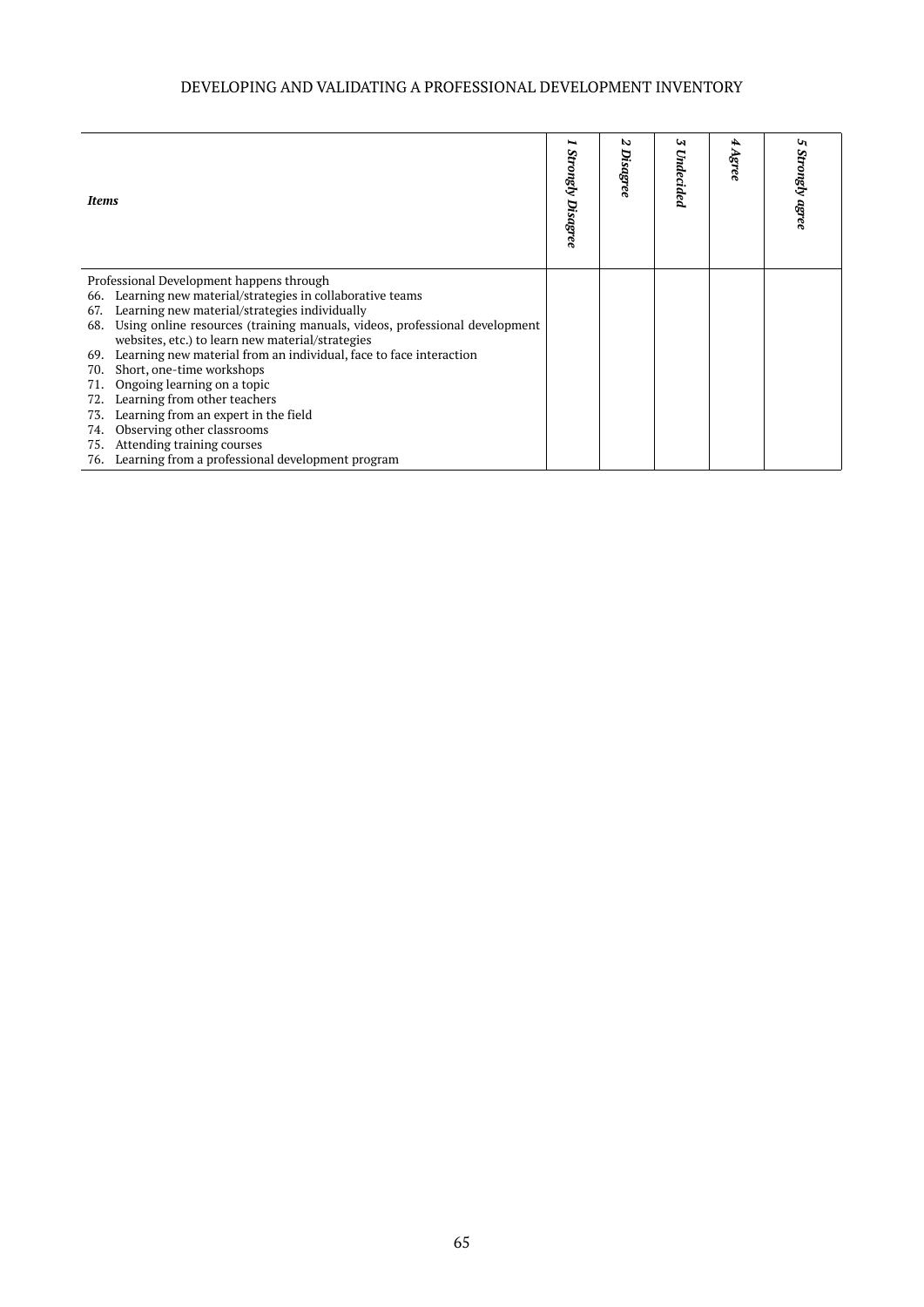| *Items* | *1 Strongly Disagree* | *2 Disagree* | *3 Undecided* | *4 Agree* | *5 Strongly agree* |
|---|---|---|---|---|---|
| Professional Development happens through | | | | | |
| 66. Learning new material/strategies in collaborative teams | | | | | |
| 67. Learning new material/strategies individually | | | | | |
| 68. Using online resources (training manuals, videos, professional development websites, etc.) to learn new material/strategies | | | | | |
| 69. Learning new material from an individual, face to face interaction | | | | | |
| 70. Short, one-time workshops | | | | | |
| 71. Ongoing learning on a topic | | | | | |
| 72. Learning from other teachers | | | | | |
| 73. Learning from an expert in the field | | | | | |
| 74. Observing other classrooms | | | | | |
| 75. Attending training courses | | | | | |
| 76. Learning from a professional development program | | | | | |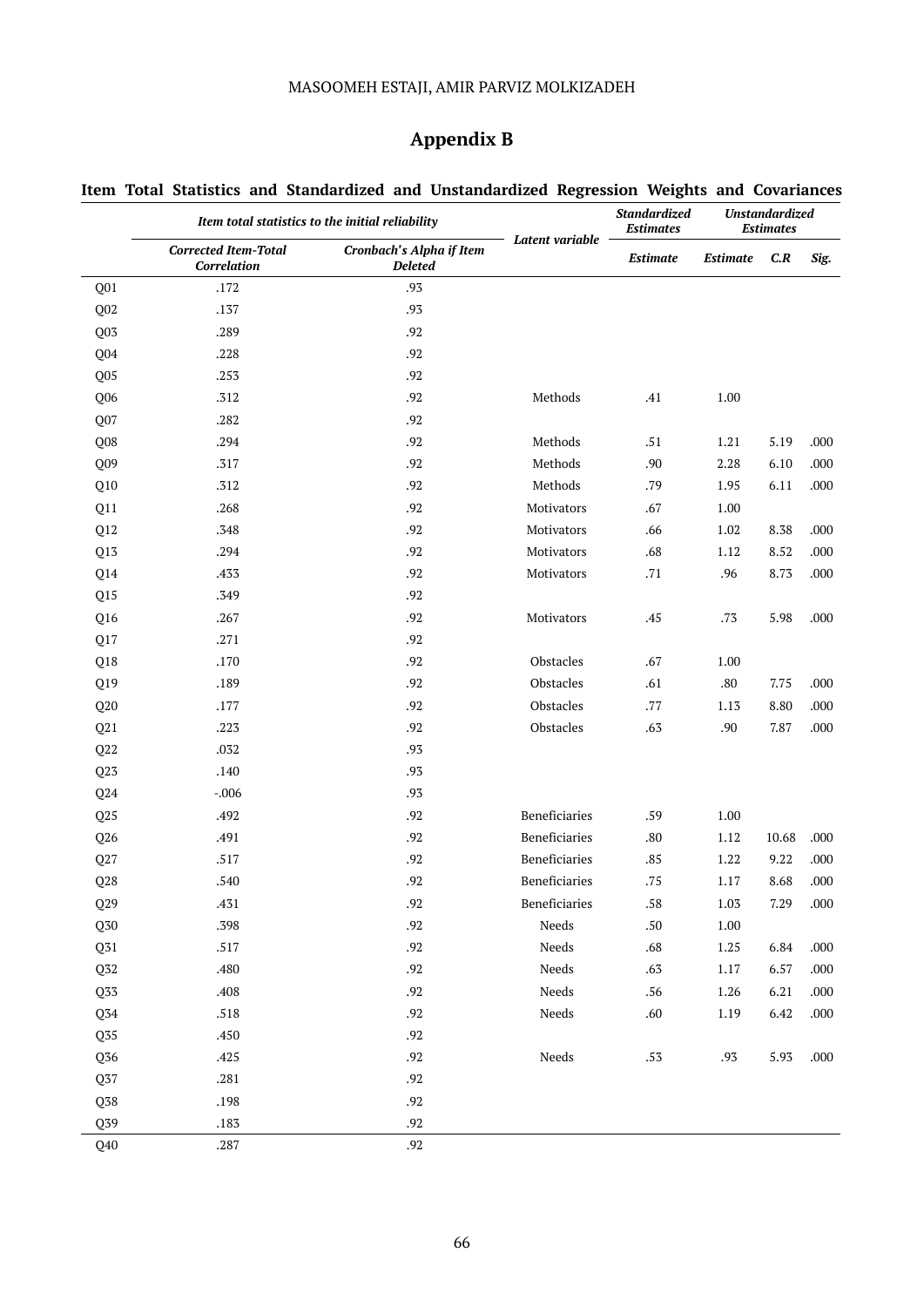# Appendix B

## Item Total Statistics and Standardized and Unstandardized Regression Weights and Covariances

| | *Item total statistics to the initial reliability* | | *Latent variable* | *Standardized Estimates* | *Unstandardized Estimates* | | |
|---|---|---|---|---|---|---|---|
| | ***Corrected Item-Total Correlation*** | ***Cronbach's Alpha if Item Deleted*** | | ***Estimate*** | ***Estimate*** | ***C.R*** | ***Sig.*** |
| Q01 | .172 | .93 | | | | | |
| Q02 | .137 | .93 | | | | | |
| Q03 | .289 | .92 | | | | | |
| Q04 | .228 | .92 | | | | | |
| Q05 | .253 | .92 | | | | | |
| Q06 | .312 | .92 | Methods | .41 | 1.00 | | |
| Q07 | .282 | .92 | | | | | |
| Q08 | .294 | .92 | Methods | .51 | 1.21 | 5.19 | .000 |
| Q09 | .317 | .92 | Methods | .90 | 2.28 | 6.10 | .000 |
| Q10 | .312 | .92 | Methods | .79 | 1.95 | 6.11 | .000 |
| Q11 | .268 | .92 | Motivators | .67 | 1.00 | | |
| Q12 | .348 | .92 | Motivators | .66 | 1.02 | 8.38 | .000 |
| Q13 | .294 | .92 | Motivators | .68 | 1.12 | 8.52 | .000 |
| Q14 | .433 | .92 | Motivators | .71 | .96 | 8.73 | .000 |
| Q15 | .349 | .92 | | | | | |
| Q16 | .267 | .92 | Motivators | .45 | .73 | 5.98 | .000 |
| Q17 | .271 | .92 | | | | | |
| Q18 | .170 | .92 | Obstacles | .67 | 1.00 | | |
| Q19 | .189 | .92 | Obstacles | .61 | .80 | 7.75 | .000 |
| Q20 | .177 | .92 | Obstacles | .77 | 1.13 | 8.80 | .000 |
| Q21 | .223 | .92 | Obstacles | .63 | .90 | 7.87 | .000 |
| Q22 | .032 | .93 | | | | | |
| Q23 | .140 | .93 | | | | | |
| Q24 | -.006 | .93 | | | | | |
| Q25 | .492 | .92 | Beneficiaries | .59 | 1.00 | | |
| Q26 | .491 | .92 | Beneficiaries | .80 | 1.12 | 10.68 | .000 |
| Q27 | .517 | .92 | Beneficiaries | .85 | 1.22 | 9.22 | .000 |
| Q28 | .540 | .92 | Beneficiaries | .75 | 1.17 | 8.68 | .000 |
| Q29 | .431 | .92 | Beneficiaries | .58 | 1.03 | 7.29 | .000 |
| Q30 | .398 | .92 | Needs | .50 | 1.00 | | |
| Q31 | .517 | .92 | Needs | .68 | 1.25 | 6.84 | .000 |
| Q32 | .480 | .92 | Needs | .63 | 1.17 | 6.57 | .000 |
| Q33 | .408 | .92 | Needs | .56 | 1.26 | 6.21 | .000 |
| Q34 | .518 | .92 | Needs | .60 | 1.19 | 6.42 | .000 |
| Q35 | .450 | .92 | | | | | |
| Q36 | .425 | .92 | Needs | .53 | .93 | 5.93 | .000 |
| Q37 | .281 | .92 | | | | | |
| Q38 | .198 | .92 | | | | | |
| Q39 | .183 | .92 | | | | | |
| Q40 | .287 | .92 | | | | | |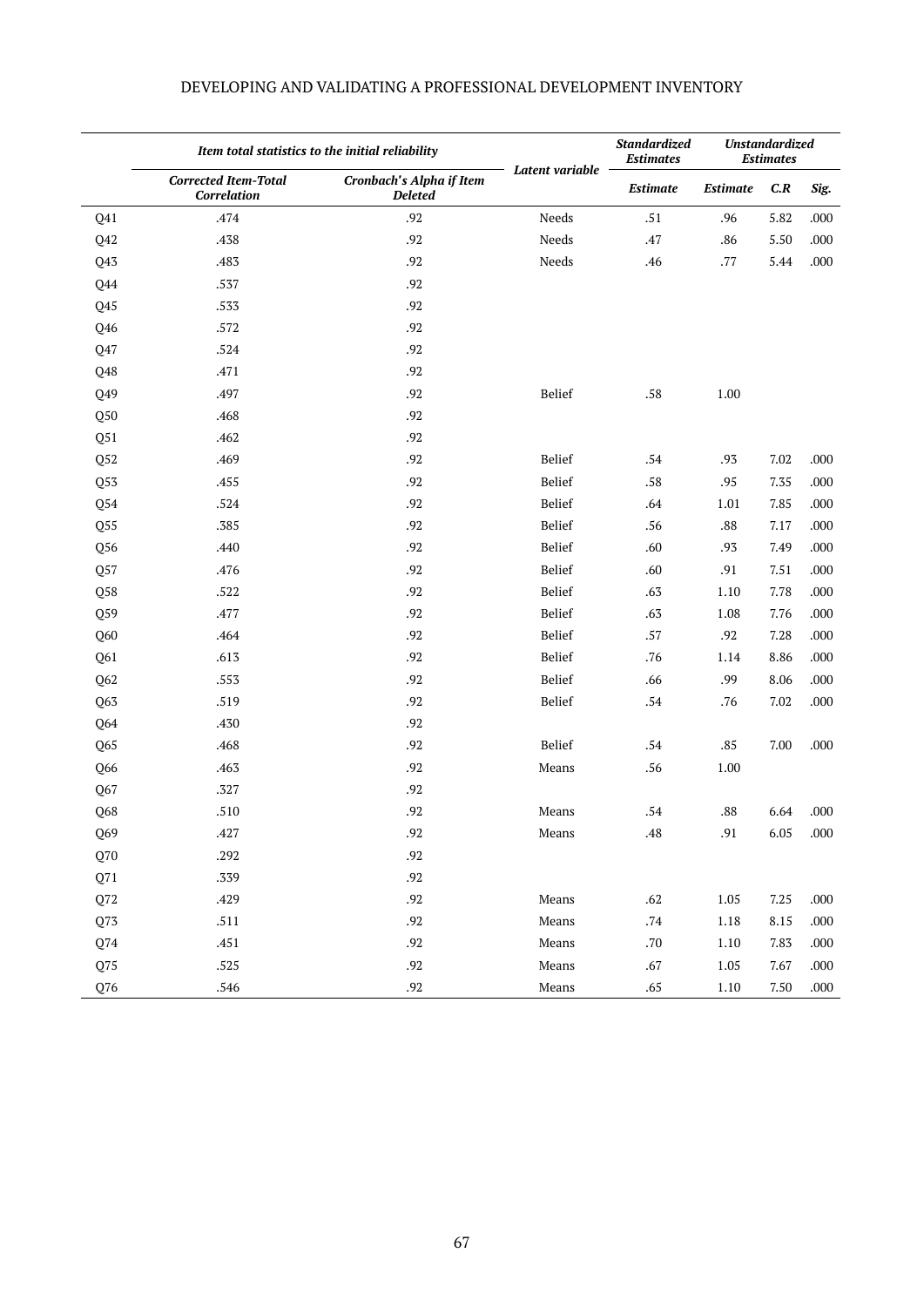| | Item total statistics to the initial reliability | | Latent variable | Standardized Estimates | Unstandardized Estimates | | |
|---|---|---|---|---|---|---|---|
| | *Corrected Item-Total Correlation* | *Cronbach's Alpha if Item Deleted* | | *Estimate* | *Estimate* | *C.R* | *Sig.* |
| Q41 | .474 | .92 | Needs | .51 | .96 | 5.82 | .000 |
| Q42 | .438 | .92 | Needs | .47 | .86 | 5.50 | .000 |
| Q43 | .483 | .92 | Needs | .46 | .77 | 5.44 | .000 |
| Q44 | .537 | .92 | | | | | |
| Q45 | .533 | .92 | | | | | |
| Q46 | .572 | .92 | | | | | |
| Q47 | .524 | .92 | | | | | |
| Q48 | .471 | .92 | | | | | |
| Q49 | .497 | .92 | Belief | .58 | 1.00 | | |
| Q50 | .468 | .92 | | | | | |
| Q51 | .462 | .92 | | | | | |
| Q52 | .469 | .92 | Belief | .54 | .93 | 7.02 | .000 |
| Q53 | .455 | .92 | Belief | .58 | .95 | 7.35 | .000 |
| Q54 | .524 | .92 | Belief | .64 | 1.01 | 7.85 | .000 |
| Q55 | .385 | .92 | Belief | .56 | .88 | 7.17 | .000 |
| Q56 | .440 | .92 | Belief | .60 | .93 | 7.49 | .000 |
| Q57 | .476 | .92 | Belief | .60 | .91 | 7.51 | .000 |
| Q58 | .522 | .92 | Belief | .63 | 1.10 | 7.78 | .000 |
| Q59 | .477 | .92 | Belief | .63 | 1.08 | 7.76 | .000 |
| Q60 | .464 | .92 | Belief | .57 | .92 | 7.28 | .000 |
| Q61 | .613 | .92 | Belief | .76 | 1.14 | 8.86 | .000 |
| Q62 | .553 | .92 | Belief | .66 | .99 | 8.06 | .000 |
| Q63 | .519 | .92 | Belief | .54 | .76 | 7.02 | .000 |
| Q64 | .430 | .92 | | | | | |
| Q65 | .468 | .92 | Belief | .54 | .85 | 7.00 | .000 |
| Q66 | .463 | .92 | Means | .56 | 1.00 | | |
| Q67 | .327 | .92 | | | | | |
| Q68 | .510 | .92 | Means | .54 | .88 | 6.64 | .000 |
| Q69 | .427 | .92 | Means | .48 | .91 | 6.05 | .000 |
| Q70 | .292 | .92 | | | | | |
| Q71 | .339 | .92 | | | | | |
| Q72 | .429 | .92 | Means | .62 | 1.05 | 7.25 | .000 |
| Q73 | .511 | .92 | Means | .74 | 1.18 | 8.15 | .000 |
| Q74 | .451 | .92 | Means | .70 | 1.10 | 7.83 | .000 |
| Q75 | .525 | .92 | Means | .67 | 1.05 | 7.67 | .000 |
| Q76 | .546 | .92 | Means | .65 | 1.10 | 7.50 | .000 |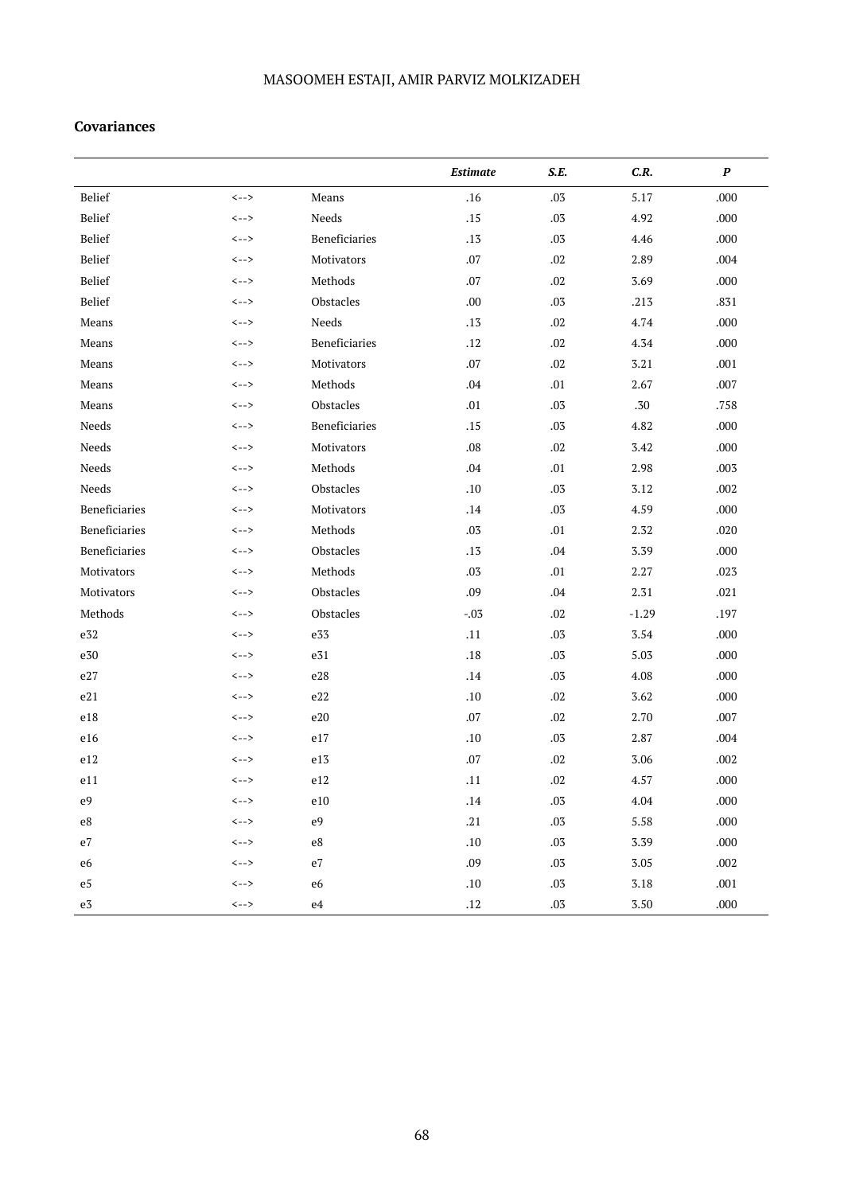**Covariances**

| | | | *Estimate* | *S.E.* | *C.R.* | *P* |
|---|---|---|---|---|---|---|
| Belief | <--> | Means | .16 | .03 | 5.17 | .000 |
| Belief | <--> | Needs | .15 | .03 | 4.92 | .000 |
| Belief | <--> | Beneficiaries | .13 | .03 | 4.46 | .000 |
| Belief | <--> | Motivators | .07 | .02 | 2.89 | .004 |
| Belief | <--> | Methods | .07 | .02 | 3.69 | .000 |
| Belief | <--> | Obstacles | .00 | .03 | .213 | .831 |
| Means | <--> | Needs | .13 | .02 | 4.74 | .000 |
| Means | <--> | Beneficiaries | .12 | .02 | 4.34 | .000 |
| Means | <--> | Motivators | .07 | .02 | 3.21 | .001 |
| Means | <--> | Methods | .04 | .01 | 2.67 | .007 |
| Means | <--> | Obstacles | .01 | .03 | .30 | .758 |
| Needs | <--> | Beneficiaries | .15 | .03 | 4.82 | .000 |
| Needs | <--> | Motivators | .08 | .02 | 3.42 | .000 |
| Needs | <--> | Methods | .04 | .01 | 2.98 | .003 |
| Needs | <--> | Obstacles | .10 | .03 | 3.12 | .002 |
| Beneficiaries | <--> | Motivators | .14 | .03 | 4.59 | .000 |
| Beneficiaries | <--> | Methods | .03 | .01 | 2.32 | .020 |
| Beneficiaries | <--> | Obstacles | .13 | .04 | 3.39 | .000 |
| Motivators | <--> | Methods | .03 | .01 | 2.27 | .023 |
| Motivators | <--> | Obstacles | .09 | .04 | 2.31 | .021 |
| Methods | <--> | Obstacles | -.03 | .02 | -1.29 | .197 |
| e32 | <--> | e33 | .11 | .03 | 3.54 | .000 |
| e30 | <--> | e31 | .18 | .03 | 5.03 | .000 |
| e27 | <--> | e28 | .14 | .03 | 4.08 | .000 |
| e21 | <--> | e22 | .10 | .02 | 3.62 | .000 |
| e18 | <--> | e20 | .07 | .02 | 2.70 | .007 |
| e16 | <--> | e17 | .10 | .03 | 2.87 | .004 |
| e12 | <--> | e13 | .07 | .02 | 3.06 | .002 |
| e11 | <--> | e12 | .11 | .02 | 4.57 | .000 |
| e9 | <--> | e10 | .14 | .03 | 4.04 | .000 |
| e8 | <--> | e9 | .21 | .03 | 5.58 | .000 |
| e7 | <--> | e8 | .10 | .03 | 3.39 | .000 |
| e6 | <--> | e7 | .09 | .03 | 3.05 | .002 |
| e5 | <--> | e6 | .10 | .03 | 3.18 | .001 |
| e3 | <--> | e4 | .12 | .03 | 3.50 | .000 |